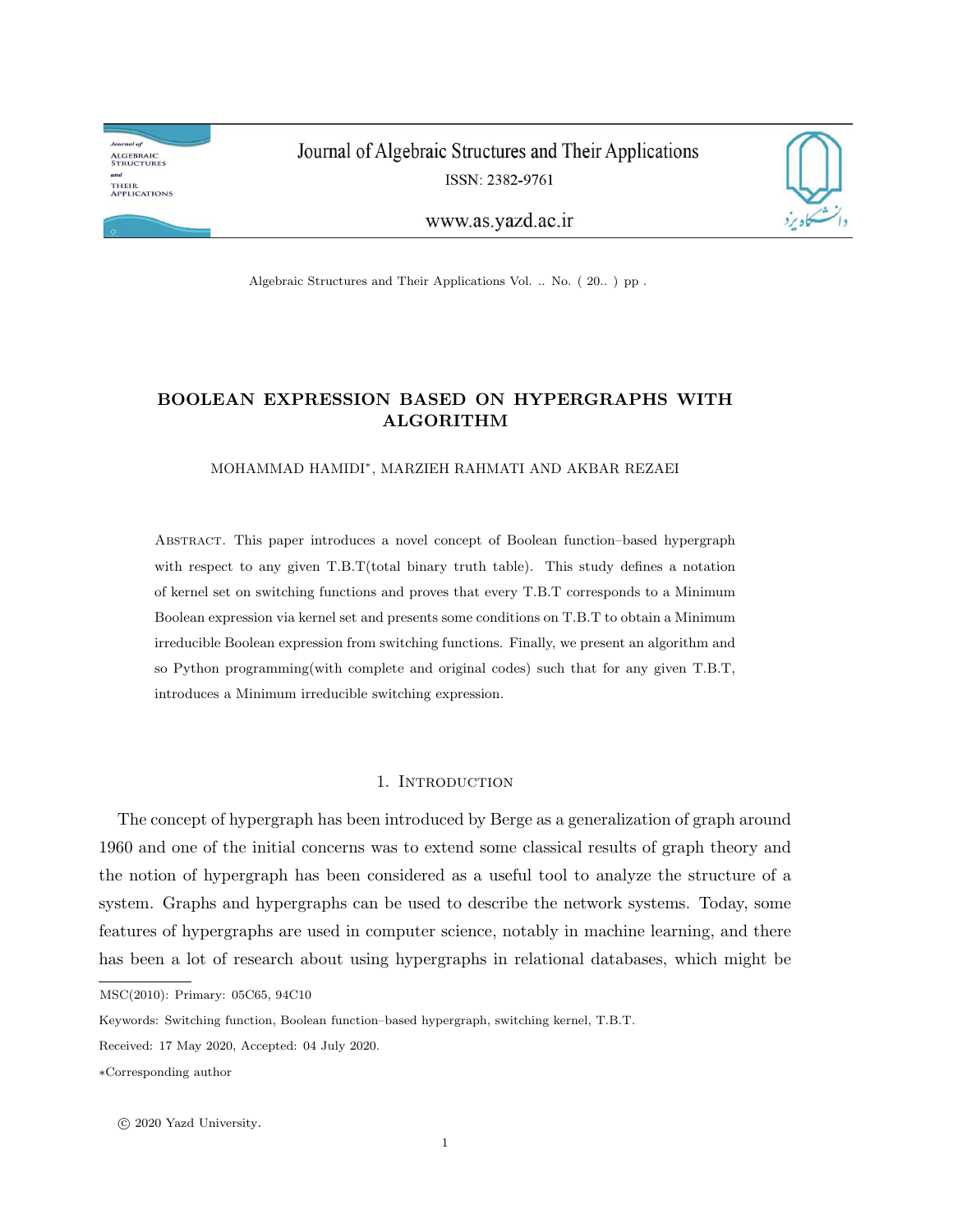# BOOLEAN EXPRESSION BASED ON HYPERGRAPHS WITH ALGORITHM

MOHAMMAD HAMIDI*, MARZIEH RAHMATI AND AKBAR REZAEI

Abstract. This paper introduces a novel concept of Boolean function–based hypergraph with respect to any given T.B.T(total binary truth table). This study defines a notation of kernel set on switching functions and proves that every T.B.T corresponds to a Minimum Boolean expression via kernel set and presents some conditions on T.B.T to obtain a Minimum irreducible Boolean expression from switching functions. Finally, we present an algorithm and so Python programming(with complete and original codes) such that for any given T.B.T, introduces a Minimum irreducible switching expression.

## 1. Introduction

The concept of hypergraph has been introduced by Berge as a generalization of graph around 1960 and one of the initial concerns was to extend some classical results of graph theory and the notion of hypergraph has been considered as a useful tool to analyze the structure of a system. Graphs and hypergraphs can be used to describe the network systems. Today, some features of hypergraphs are used in computer science, notably in machine learning, and there has been a lot of research about using hypergraphs in relational databases, which might be

MSC(2010): Primary: 05C65, 94C10

Keywords: Switching function, Boolean function–based hypergraph, switching kernel, T.B.T.

Received: 17 May 2020, Accepted: 04 July 2020.

*Corresponding author

© 2020 Yazd University.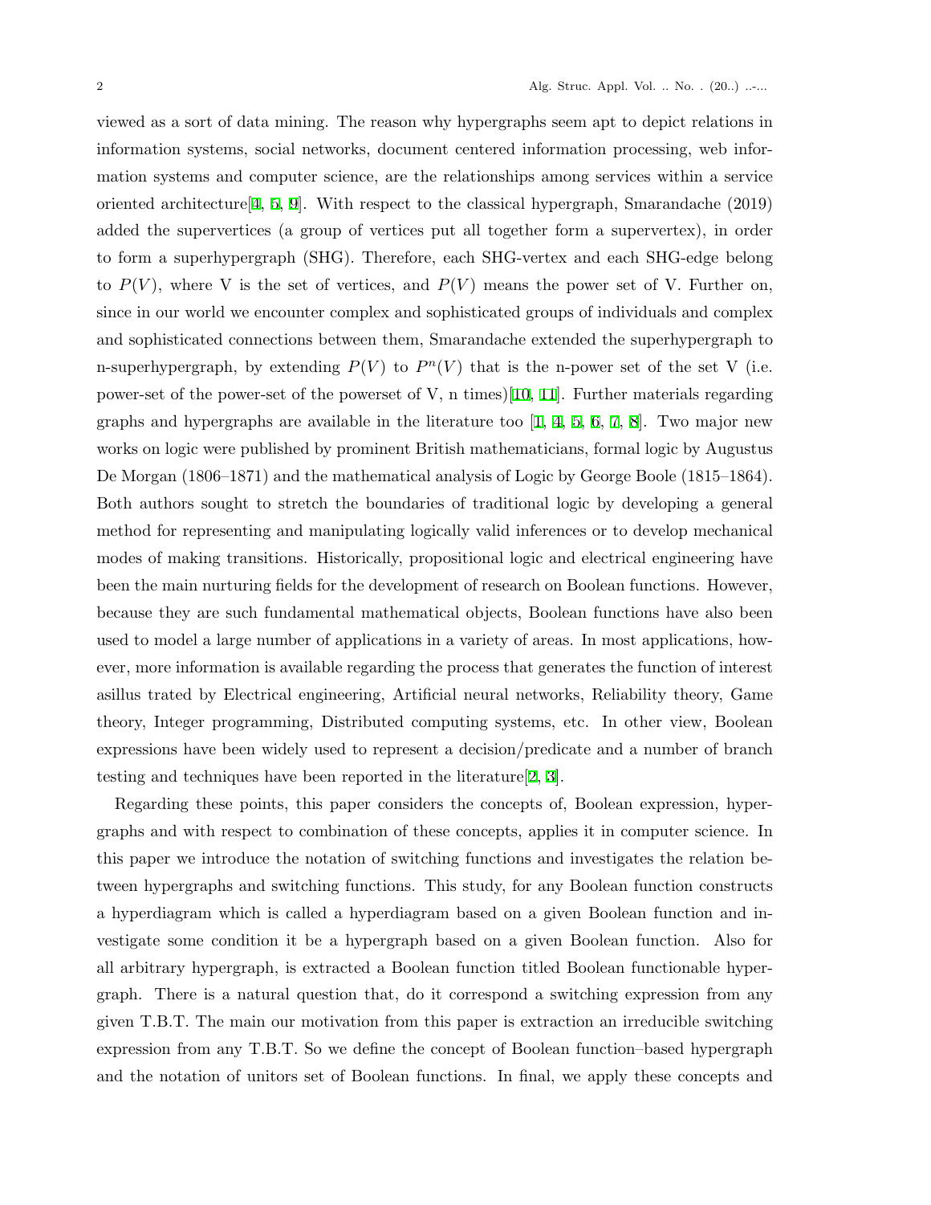viewed as a sort of data mining. The reason why hypergraphs seem apt to depict relations in information systems, social networks, document centered information processing, web information systems and computer science, are the relationships among services within a service oriented architecture[4, 5, 9]. With respect to the classical hypergraph, Smarandache (2019) added the supervertices (a group of vertices put all together form a supervertex), in order to form a superhypergraph (SHG). Therefore, each SHG-vertex and each SHG-edge belong to $P(V)$, where V is the set of vertices, and $P(V)$ means the power set of V. Further on, since in our world we encounter complex and sophisticated groups of individuals and complex and sophisticated connections between them, Smarandache extended the superhypergraph to n-superhypergraph, by extending $P(V)$ to $P^n(V)$ that is the n-power set of the set V (i.e. power-set of the power-set of the powerset of V, n times)[10, 11]. Further materials regarding graphs and hypergraphs are available in the literature too [1, 4, 5, 6, 7, 8]. Two major new works on logic were published by prominent British mathematicians, formal logic by Augustus De Morgan (1806–1871) and the mathematical analysis of Logic by George Boole (1815–1864). Both authors sought to stretch the boundaries of traditional logic by developing a general method for representing and manipulating logically valid inferences or to develop mechanical modes of making transitions. Historically, propositional logic and electrical engineering have been the main nurturing fields for the development of research on Boolean functions. However, because they are such fundamental mathematical objects, Boolean functions have also been used to model a large number of applications in a variety of areas. In most applications, however, more information is available regarding the process that generates the function of interest asillus trated by Electrical engineering, Artificial neural networks, Reliability theory, Game theory, Integer programming, Distributed computing systems, etc. In other view, Boolean expressions have been widely used to represent a decision/predicate and a number of branch testing and techniques have been reported in the literature[2, 3].

Regarding these points, this paper considers the concepts of, Boolean expression, hypergraphs and with respect to combination of these concepts, applies it in computer science. In this paper we introduce the notation of switching functions and investigates the relation between hypergraphs and switching functions. This study, for any Boolean function constructs a hyperdiagram which is called a hyperdiagram based on a given Boolean function and investigate some condition it be a hypergraph based on a given Boolean function. Also for all arbitrary hypergraph, is extracted a Boolean function titled Boolean functionable hypergraph. There is a natural question that, do it correspond a switching expression from any given T.B.T. The main our motivation from this paper is extraction an irreducible switching expression from any T.B.T. So we define the concept of Boolean function–based hypergraph and the notation of unitors set of Boolean functions. In final, we apply these concepts and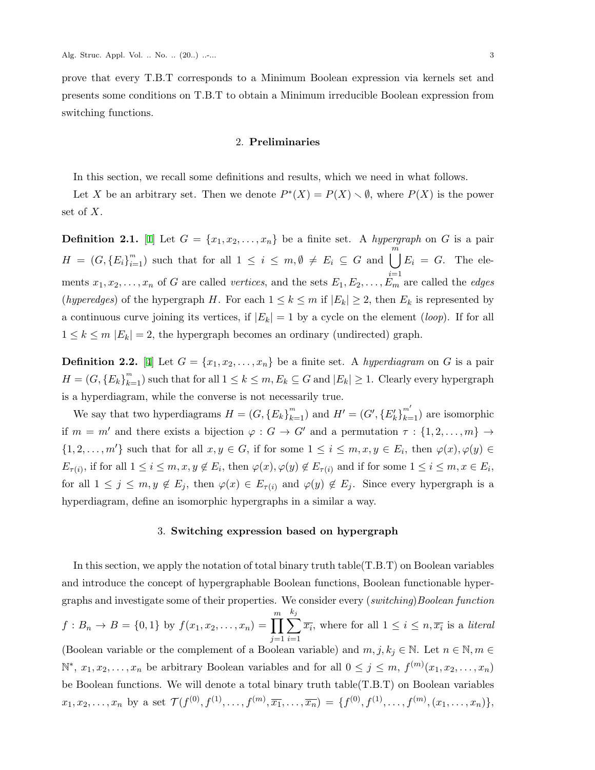prove that every T.B.T corresponds to a Minimum Boolean expression via kernels set and presents some conditions on T.B.T to obtain a Minimum irreducible Boolean expression from switching functions.

## 2. Preliminaries

In this section, we recall some definitions and results, which we need in what follows.

Let $X$ be an arbitrary set. Then we denote $P^*(X) = P(X) \setminus \emptyset$, where $P(X)$ is the power set of $X$.

**Definition 2.1.** [1] Let $G = \{x_1, x_2, \ldots, x_n\}$ be a finite set. A *hypergraph* on $G$ is a pair $H = (G, \{E_i\}_{i=1}^{m})$ such that for all $1 \leq i \leq m, \emptyset \neq E_i \subseteq G$ and $\bigcup_{i=1}^{m} E_i = G$. The elements $x_1, x_2, \ldots, x_n$ of $G$ are called *vertices*, and the sets $E_1, E_2, \ldots, E_m$ are called the *edges* (*hyperedges*) of the hypergraph $H$. For each $1 \leq k \leq m$ if $|E_k| \geq 2$, then $E_k$ is represented by a continuous curve joining its vertices, if $|E_k| = 1$ by a cycle on the element (*loop*). If for all $1 \leq k \leq m$ $|E_k| = 2$, the hypergraph becomes an ordinary (undirected) graph.

**Definition 2.2.** [4] Let $G = \{x_1, x_2, \ldots, x_n\}$ be a finite set. A *hyperdiagram* on $G$ is a pair $H = (G, \{E_k\}_{k=1}^{m})$ such that for all $1 \leq k \leq m, E_k \subseteq G$ and $|E_k| \geq 1$. Clearly every hypergraph is a hyperdiagram, while the converse is not necessarily true.

We say that two hyperdiagrams $H = (G, \{E_k\}_{k=1}^{m})$ and $H' = (G', \{E'_k\}_{k=1}^{m'})$ are isomorphic if $m = m'$ and there exists a bijection $\varphi : G \to G'$ and a permutation $\tau : \{1, 2, \ldots, m\} \to \{1, 2, \ldots, m'\}$ such that for all $x, y \in G$, if for some $1 \leq i \leq m, x, y \in E_i$, then $\varphi(x), \varphi(y) \in E_{\tau(i)}$, if for all $1 \leq i \leq m, x, y \notin E_i$, then $\varphi(x), \varphi(y) \notin E_{\tau(i)}$ and if for some $1 \leq i \leq m, x \in E_i$, for all $1 \leq j \leq m, y \notin E_j$, then $\varphi(x) \in E_{\tau(i)}$ and $\varphi(y) \notin E_j$. Since every hypergraph is a hyperdiagram, define an isomorphic hypergraphs in a similar a way.

## 3. Switching expression based on hypergraph

In this section, we apply the notation of total binary truth table(T.B.T) on Boolean variables and introduce the concept of hypergraphable Boolean functions, Boolean functionable hypergraphs and investigate some of their properties. We consider every (*switching*)*Boolean function* $f : B_n \to B = \{0, 1\}$ by $f(x_1, x_2, \ldots, x_n) = \prod_{j=1}^{m} \sum_{i=1}^{k_j} \overline{x_i}$, where for all $1 \leq i \leq n, \overline{x_i}$ is a *literal* (Boolean variable or the complement of a Boolean variable) and $m, j, k_j \in \mathbb{N}$. Let $n \in \mathbb{N}, m \in \mathbb{N}^*$, $x_1, x_2, \ldots, x_n$ be arbitrary Boolean variables and for all $0 \leq j \leq m$, $f^{(m)}(x_1, x_2, \ldots, x_n)$ be Boolean functions. We will denote a total binary truth table(T.B.T) on Boolean variables $x_1, x_2, \ldots, x_n$ by a set $\mathcal{T}(f^{(0)}, f^{(1)}, \ldots, f^{(m)}, \overline{x_1}, \ldots, \overline{x_n}) = \{f^{(0)}, f^{(1)}, \ldots, f^{(m)}, (x_1, \ldots, x_n)\}$,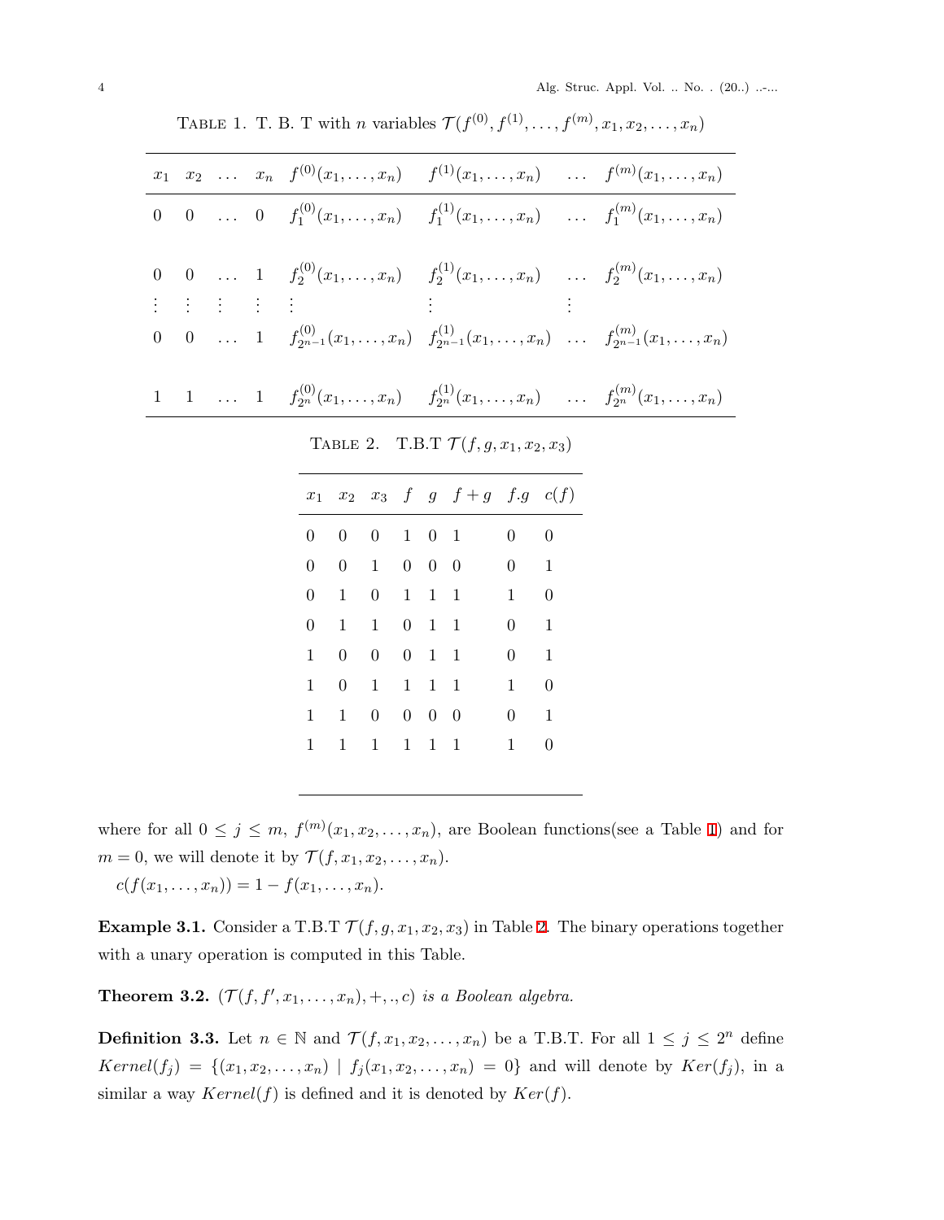Table 1. T. B. T with $n$ variables $\mathcal{T}(f^{(0)}, f^{(1)}, \ldots, f^{(m)}, x_1, x_2, \ldots, x_n)$

| $x_1$ | $x_2$ | $\ldots$ | $x_n$ | $f^{(0)}(x_1,\ldots,x_n)$ | $f^{(1)}(x_1,\ldots,x_n)$ | $\ldots$ | $f^{(m)}(x_1,\ldots,x_n)$ |
|---|---|---|---|---|---|---|---|
| 0 | 0 | $\ldots$ | 0 | $f_1^{(0)}(x_1,\ldots,x_n)$ | $f_1^{(1)}(x_1,\ldots,x_n)$ | $\ldots$ | $f_1^{(m)}(x_1,\ldots,x_n)$ |
| 0 | 0 | $\ldots$ | 1 | $f_2^{(0)}(x_1,\ldots,x_n)$ | $f_2^{(1)}(x_1,\ldots,x_n)$ | $\ldots$ | $f_2^{(m)}(x_1,\ldots,x_n)$ |
| $\vdots$ | $\vdots$ | $\vdots$ | $\vdots$ | $\vdots$ | $\vdots$ | $\vdots$ | |
| 0 | 0 | $\ldots$ | 1 | $f_{2^{n-1}}^{(0)}(x_1,\ldots,x_n)$ | $f_{2^{n-1}}^{(1)}(x_1,\ldots,x_n)$ | $\ldots$ | $f_{2^{n-1}}^{(m)}(x_1,\ldots,x_n)$ |
| 1 | 1 | $\ldots$ | 1 | $f_{2^n}^{(0)}(x_1,\ldots,x_n)$ | $f_{2^n}^{(1)}(x_1,\ldots,x_n)$ | $\ldots$ | $f_{2^n}^{(m)}(x_1,\ldots,x_n)$ |

Table 2. T.B.T $\mathcal{T}(f, g, x_1, x_2, x_3)$

| $x_1$ | $x_2$ | $x_3$ | $f$ | $g$ | $f+g$ | $f.g$ | $c(f)$ |
|---|---|---|---|---|---|---|---|
| 0 | 0 | 0 | 1 | 0 | 1 | 0 | 0 |
| 0 | 0 | 1 | 0 | 0 | 0 | 0 | 1 |
| 0 | 1 | 0 | 1 | 1 | 1 | 1 | 0 |
| 0 | 1 | 1 | 0 | 1 | 1 | 0 | 1 |
| 1 | 0 | 0 | 0 | 1 | 1 | 0 | 1 |
| 1 | 0 | 1 | 1 | 1 | 1 | 1 | 0 |
| 1 | 1 | 0 | 0 | 0 | 0 | 0 | 1 |
| 1 | 1 | 1 | 1 | 1 | 1 | 1 | 0 |

where for all $0 \leq j \leq m$, $f^{(m)}(x_1, x_2, \ldots, x_n)$, are Boolean functions(see a Table 1) and for $m = 0$, we will denote it by $\mathcal{T}(f, x_1, x_2, \ldots, x_n)$.

$c(f(x_1, \ldots, x_n)) = 1 - f(x_1, \ldots, x_n)$.

**Example 3.1.** Consider a T.B.T $\mathcal{T}(f, g, x_1, x_2, x_3)$ in Table 2. The binary operations together with a unary operation is computed in this Table.

**Theorem 3.2.** *$(\mathcal{T}(f, f', x_1, \ldots, x_n), +, ., c)$ is a Boolean algebra.*

**Definition 3.3.** Let $n \in \mathbb{N}$ and $\mathcal{T}(f, x_1, x_2, \ldots, x_n)$ be a T.B.T. For all $1 \leq j \leq 2^n$ define $Kernel(f_j) = \{(x_1, x_2, \ldots, x_n) \mid f_j(x_1, x_2, \ldots, x_n) = 0\}$ and will denote by $Ker(f_j)$, in a similar a way $Kernel(f)$ is defined and it is denoted by $Ker(f)$.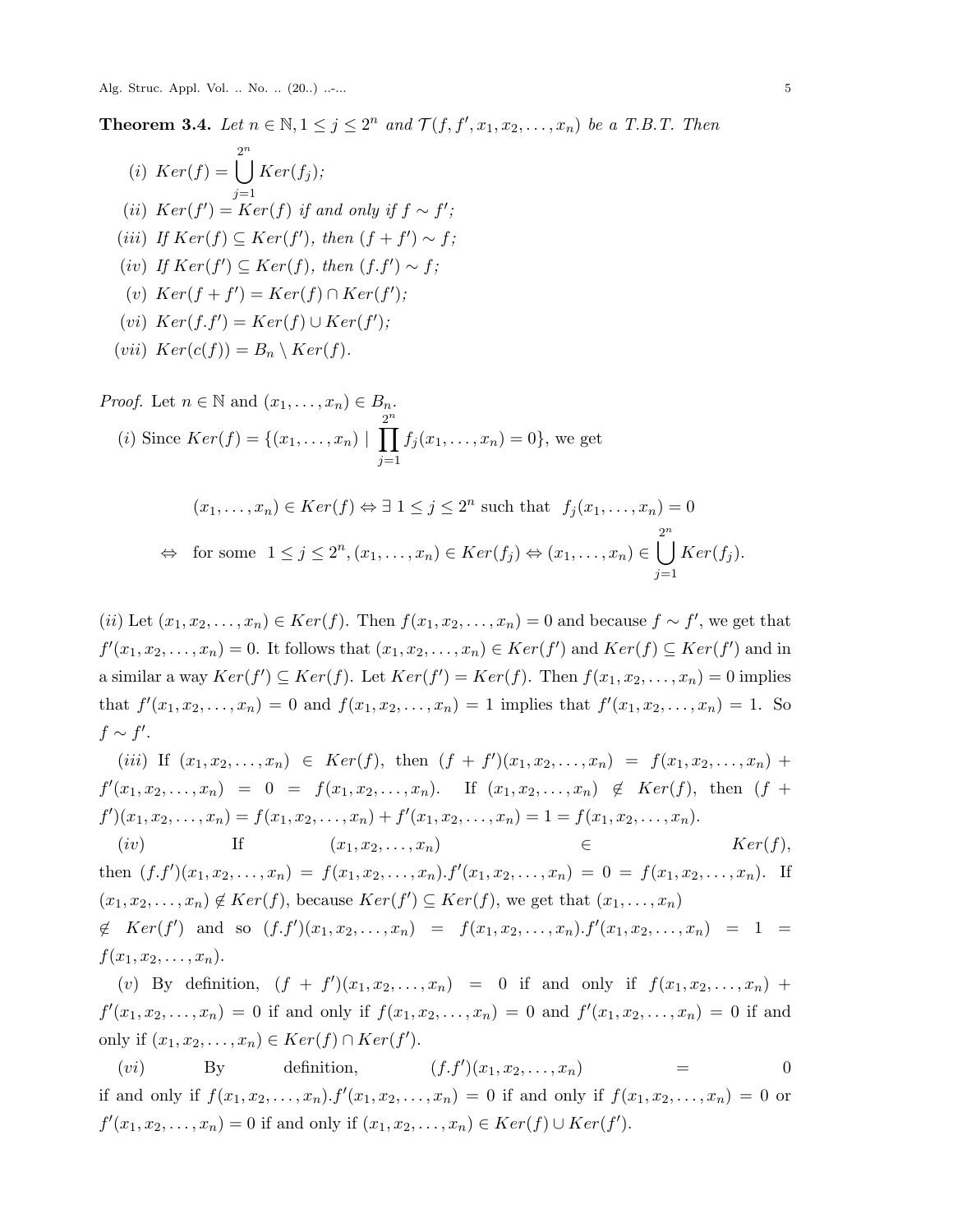**Theorem 3.4.** *Let $n \in \mathbb{N}, 1 \leq j \leq 2^n$ and $\mathcal{T}(f, f', x_1, x_2, \ldots, x_n)$ be a T.B.T. Then*

*(i)* $Ker(f) = \bigcup_{j=1}^{2^n} Ker(f_j)$;

*(ii)* $Ker(f') = Ker(f)$ *if and only if* $f \sim f'$;

*(iii)* *If* $Ker(f) \subseteq Ker(f')$, *then* $(f + f') \sim f$;

*(iv)* *If* $Ker(f') \subseteq Ker(f)$, *then* $(f.f') \sim f$;

*(v)* $Ker(f + f') = Ker(f) \cap Ker(f')$;

*(vi)* $Ker(f.f') = Ker(f) \cup Ker(f')$;

*(vii)* $Ker(c(f)) = B_n \setminus Ker(f)$.

*Proof.* Let $n \in \mathbb{N}$ and $(x_1, \ldots, x_n) \in B_n$.

$(i)$ Since $Ker(f) = \{(x_1, \ldots, x_n) \mid \prod_{j=1}^{2^n} f_j(x_1, \ldots, x_n) = 0\}$, we get

$$(x_1, \ldots, x_n) \in Ker(f) \Leftrightarrow \exists\ 1 \leq j \leq 2^n \text{ such that } f_j(x_1, \ldots, x_n) = 0$$

$$\Leftrightarrow \text{ for some } 1 \leq j \leq 2^n, (x_1, \ldots, x_n) \in Ker(f_j) \Leftrightarrow (x_1, \ldots, x_n) \in \bigcup_{j=1}^{2^n} Ker(f_j).$$

$(ii)$ Let $(x_1, x_2, \ldots, x_n) \in Ker(f)$. Then $f(x_1, x_2, \ldots, x_n) = 0$ and because $f \sim f'$, we get that $f'(x_1, x_2, \ldots, x_n) = 0$. It follows that $(x_1, x_2, \ldots, x_n) \in Ker(f')$ and $Ker(f) \subseteq Ker(f')$ and in a similar a way $Ker(f') \subseteq Ker(f)$. Let $Ker(f') = Ker(f)$. Then $f(x_1, x_2, \ldots, x_n) = 0$ implies that $f'(x_1, x_2, \ldots, x_n) = 0$ and $f(x_1, x_2, \ldots, x_n) = 1$ implies that $f'(x_1, x_2, \ldots, x_n) = 1$. So $f \sim f'$.

$(iii)$ If $(x_1, x_2, \ldots, x_n) \in Ker(f)$, then $(f + f')(x_1, x_2, \ldots, x_n) = f(x_1, x_2, \ldots, x_n) + f'(x_1, x_2, \ldots, x_n) = 0 = f(x_1, x_2, \ldots, x_n)$. If $(x_1, x_2, \ldots, x_n) \notin Ker(f)$, then $(f + f')(x_1, x_2, \ldots, x_n) = f(x_1, x_2, \ldots, x_n) + f'(x_1, x_2, \ldots, x_n) = 1 = f(x_1, x_2, \ldots, x_n)$.

$(iv)$ If $(x_1, x_2, \ldots, x_n) \in Ker(f)$, then $(f.f')(x_1, x_2, \ldots, x_n) = f(x_1, x_2, \ldots, x_n).f'(x_1, x_2, \ldots, x_n) = 0 = f(x_1, x_2, \ldots, x_n)$. If $(x_1, x_2, \ldots, x_n) \notin Ker(f)$, because $Ker(f') \subseteq Ker(f)$, we get that $(x_1, \ldots, x_n) \notin Ker(f')$ and so $(f.f')(x_1, x_2, \ldots, x_n) = f(x_1, x_2, \ldots, x_n).f'(x_1, x_2, \ldots, x_n) = 1 = f(x_1, x_2, \ldots, x_n)$.

$(v)$ By definition, $(f + f')(x_1, x_2, \ldots, x_n) = 0$ if and only if $f(x_1, x_2, \ldots, x_n) + f'(x_1, x_2, \ldots, x_n) = 0$ if and only if $f(x_1, x_2, \ldots, x_n) = 0$ and $f'(x_1, x_2, \ldots, x_n) = 0$ if and only if $(x_1, x_2, \ldots, x_n) \in Ker(f) \cap Ker(f')$.

$(vi)$ By definition, $(f.f')(x_1, x_2, \ldots, x_n) = 0$ if and only if $f(x_1, x_2, \ldots, x_n).f'(x_1, x_2, \ldots, x_n) = 0$ if and only if $f(x_1, x_2, \ldots, x_n) = 0$ or $f'(x_1, x_2, \ldots, x_n) = 0$ if and only if $(x_1, x_2, \ldots, x_n) \in Ker(f) \cup Ker(f')$.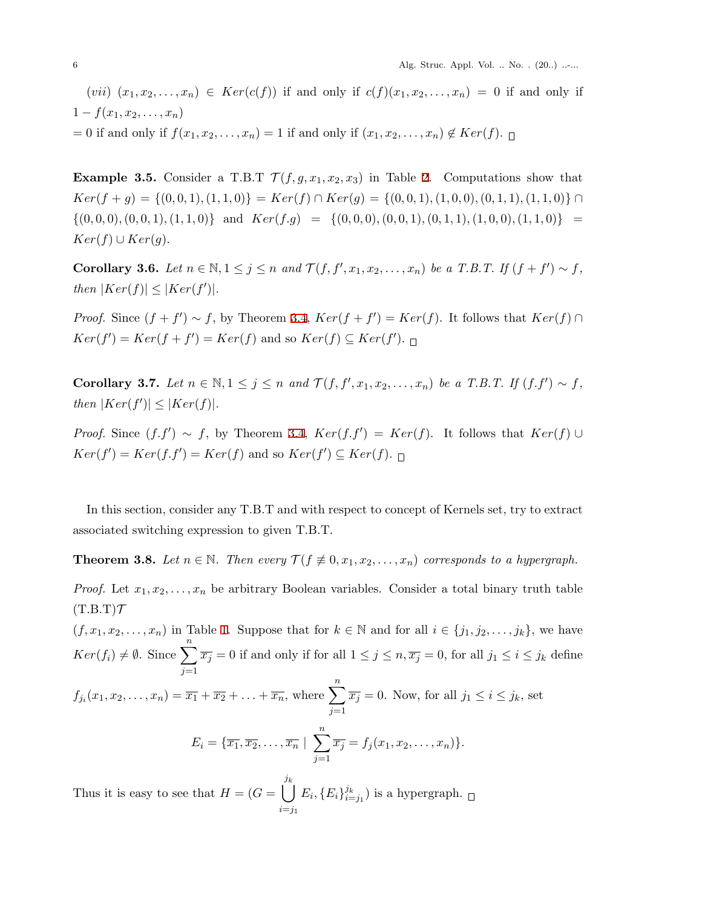(*vii*) $(x_1, x_2, \ldots, x_n) \in Ker(c(f))$ if and only if $c(f)(x_1, x_2, \ldots, x_n) = 0$ if and only if $1 - f(x_1, x_2, \ldots, x_n)$
$= 0$ if and only if $f(x_1, x_2, \ldots, x_n) = 1$ if and only if $(x_1, x_2, \ldots, x_n) \notin Ker(f)$. □

**Example 3.5.** Consider a T.B.T $\mathcal{T}(f, g, x_1, x_2, x_3)$ in Table 2. Computations show that $Ker(f + g) = \{(0, 0, 1), (1, 1, 0)\} = Ker(f) \cap Ker(g) = \{(0, 0, 1), (1, 0, 0), (0, 1, 1), (1, 1, 0)\} \cap \{(0, 0, 0), (0, 0, 1), (1, 1, 0)\}$ and $Ker(f.g) = \{(0, 0, 0), (0, 0, 1), (0, 1, 1), (1, 0, 0), (1, 1, 0)\} = Ker(f) \cup Ker(g)$.

**Corollary 3.6.** *Let $n \in \mathbb{N}, 1 \leq j \leq n$ and $\mathcal{T}(f, f', x_1, x_2, \ldots, x_n)$ be a T.B.T. If $(f + f') \sim f$, then $|Ker(f)| \leq |Ker(f')|$.*

*Proof.* Since $(f + f') \sim f$, by Theorem 3.4, $Ker(f + f') = Ker(f)$. It follows that $Ker(f) \cap Ker(f') = Ker(f + f') = Ker(f)$ and so $Ker(f) \subseteq Ker(f')$. □

**Corollary 3.7.** *Let $n \in \mathbb{N}, 1 \leq j \leq n$ and $\mathcal{T}(f, f', x_1, x_2, \ldots, x_n)$ be a T.B.T. If $(f.f') \sim f$, then $|Ker(f')| \leq |Ker(f)|$.*

*Proof.* Since $(f.f') \sim f$, by Theorem 3.4, $Ker(f.f') = Ker(f)$. It follows that $Ker(f) \cup Ker(f') = Ker(f.f') = Ker(f)$ and so $Ker(f') \subseteq Ker(f)$. □

In this section, consider any T.B.T and with respect to concept of Kernels set, try to extract associated switching expression to given T.B.T.

**Theorem 3.8.** *Let $n \in \mathbb{N}$. Then every $\mathcal{T}(f \not\equiv 0, x_1, x_2, \ldots, x_n)$ corresponds to a hypergraph.*

*Proof.* Let $x_1, x_2, \ldots, x_n$ be arbitrary Boolean variables. Consider a total binary truth table (T.B.T)$\mathcal{T}$
$(f, x_1, x_2, \ldots, x_n)$ in Table 1. Suppose that for $k \in \mathbb{N}$ and for all $i \in \{j_1, j_2, \ldots, j_k\}$, we have $Ker(f_i) \neq \emptyset$. Since $\sum_{j=1}^{n} \overline{x_j} = 0$ if and only if for all $1 \leq j \leq n, \overline{x_j} = 0$, for all $j_1 \leq i \leq j_k$ define $f_{j_i}(x_1, x_2, \ldots, x_n) = \overline{x_1} + \overline{x_2} + \ldots + \overline{x_n}$, where $\sum_{j=1}^{n} \overline{x_j} = 0$. Now, for all $j_1 \leq i \leq j_k$, set

$$E_i = \{\overline{x_1}, \overline{x_2}, \ldots, \overline{x_n} \mid \sum_{j=1}^{n} \overline{x_j} = f_j(x_1, x_2, \ldots, x_n)\}.$$

Thus it is easy to see that $H = (G = \bigcup_{i=j_1}^{j_k} E_i, \{E_i\}_{i=j_1}^{j_k})$ is a hypergraph. □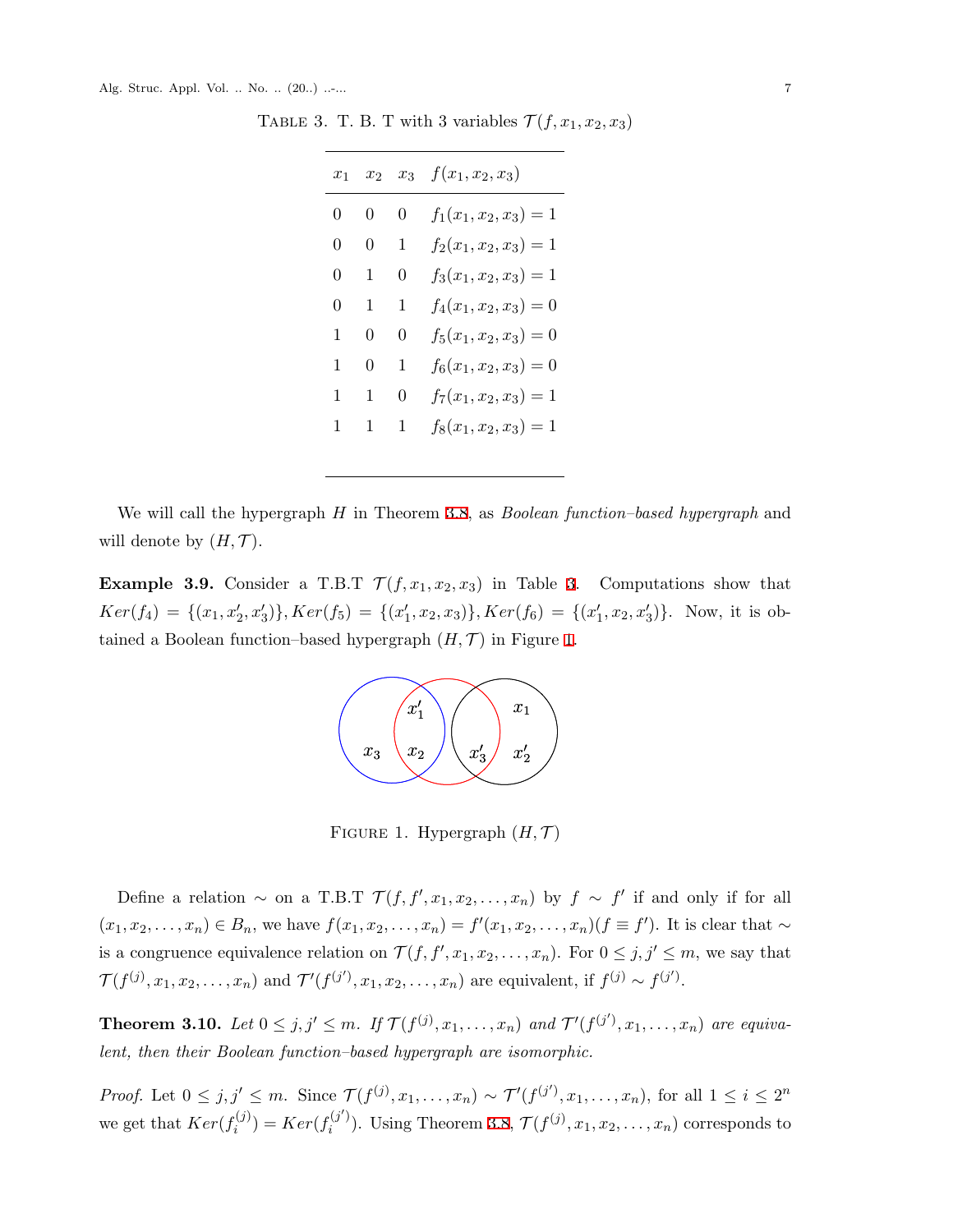TABLE 3. T. B. T with 3 variables $\mathcal{T}(f, x_1, x_2, x_3)$

| $x_1$ | $x_2$ | $x_3$ | $f(x_1, x_2, x_3)$ |
|---|---|---|---|
| 0 | 0 | 0 | $f_1(x_1, x_2, x_3) = 1$ |
| 0 | 0 | 1 | $f_2(x_1, x_2, x_3) = 1$ |
| 0 | 1 | 0 | $f_3(x_1, x_2, x_3) = 1$ |
| 0 | 1 | 1 | $f_4(x_1, x_2, x_3) = 0$ |
| 1 | 0 | 0 | $f_5(x_1, x_2, x_3) = 0$ |
| 1 | 0 | 1 | $f_6(x_1, x_2, x_3) = 0$ |
| 1 | 1 | 0 | $f_7(x_1, x_2, x_3) = 1$ |
| 1 | 1 | 1 | $f_8(x_1, x_2, x_3) = 1$ |

We will call the hypergraph $H$ in Theorem 3.8, as *Boolean function–based hypergraph* and will denote by $(H, \mathcal{T})$.

**Example 3.9.** Consider a T.B.T $\mathcal{T}(f, x_1, x_2, x_3)$ in Table 3. Computations show that $Ker(f_4) = \{(x_1, x'_2, x'_3)\}, Ker(f_5) = \{(x'_1, x_2, x_3)\}, Ker(f_6) = \{(x'_1, x_2, x'_3)\}$. Now, it is obtained a Boolean function–based hypergraph $(H, \mathcal{T})$ in Figure 1.

FIGURE 1. Hypergraph $(H, \mathcal{T})$

Define a relation $\sim$ on a T.B.T $\mathcal{T}(f, f', x_1, x_2, \ldots, x_n)$ by $f \sim f'$ if and only if for all $(x_1, x_2, \ldots, x_n) \in B_n$, we have $f(x_1, x_2, \ldots, x_n) = f'(x_1, x_2, \ldots, x_n) (f \equiv f')$. It is clear that $\sim$ is a congruence equivalence relation on $\mathcal{T}(f, f', x_1, x_2, \ldots, x_n)$. For $0 \leq j, j' \leq m$, we say that $\mathcal{T}(f^{(j)}, x_1, x_2, \ldots, x_n)$ and $\mathcal{T}'(f^{(j')}, x_1, x_2, \ldots, x_n)$ are equivalent, if $f^{(j)} \sim f^{(j')}$.

**Theorem 3.10.** *Let $0 \leq j, j' \leq m$. If $\mathcal{T}(f^{(j)}, x_1, \ldots, x_n)$ and $\mathcal{T}'(f^{(j')}, x_1, \ldots, x_n)$ are equivalent, then their Boolean function–based hypergraph are isomorphic.*

*Proof.* Let $0 \leq j, j' \leq m$. Since $\mathcal{T}(f^{(j)}, x_1, \ldots, x_n) \sim \mathcal{T}'(f^{(j')}, x_1, \ldots, x_n)$, for all $1 \leq i \leq 2^n$ we get that $Ker(f_i^{(j)}) = Ker(f_i^{(j')})$. Using Theorem 3.8, $\mathcal{T}(f^{(j)}, x_1, x_2, \ldots, x_n)$ corresponds to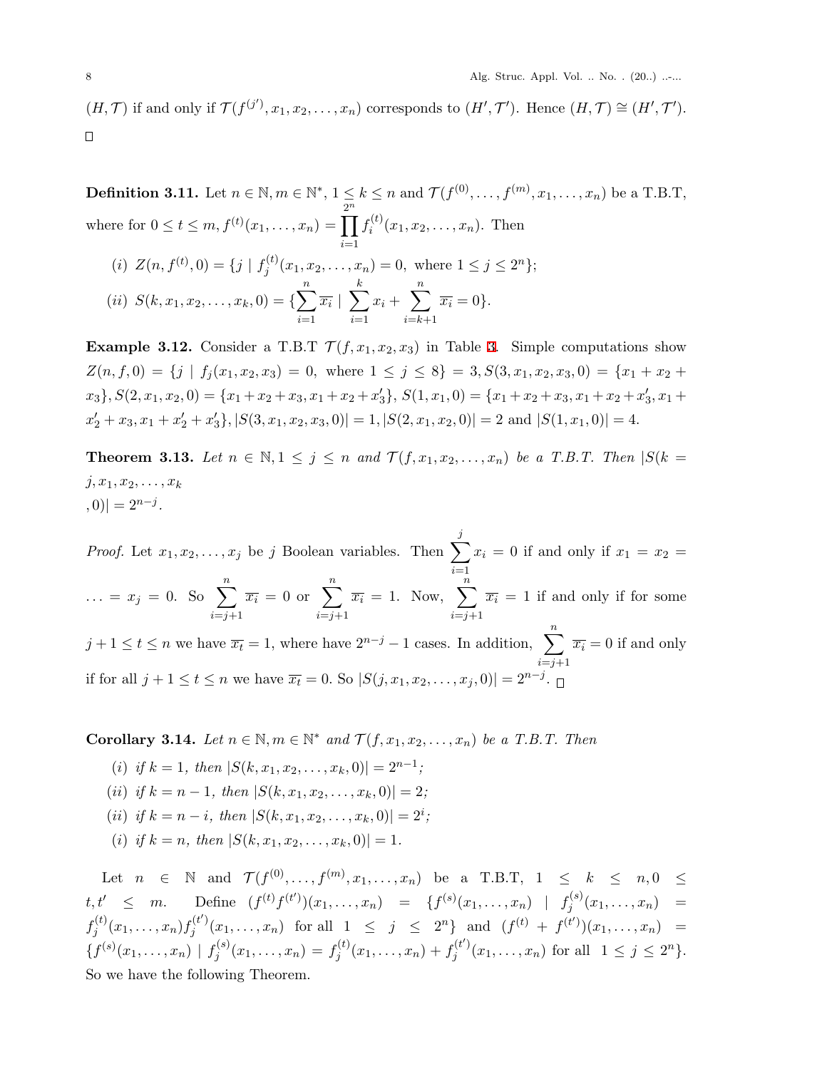$(H, \mathcal{T})$ if and only if $\mathcal{T}(f^{(j')}, x_1, x_2, \ldots, x_n)$ corresponds to $(H', \mathcal{T}')$. Hence $(H, \mathcal{T}) \cong (H', \mathcal{T}')$. □

**Definition 3.11.** Let $n \in \mathbb{N}, m \in \mathbb{N}^*$, $1 \leq k \leq n$ and $\mathcal{T}(f^{(0)}, \ldots, f^{(m)}, x_1, \ldots, x_n)$ be a T.B.T, where for $0 \leq t \leq m$, $f^{(t)}(x_1, \ldots, x_n) = \prod_{i=1}^{2^n} f_i^{(t)}(x_1, x_2, \ldots, x_n)$. Then

(i) $Z(n, f^{(t)}, 0) = \{j \mid f_j^{(t)}(x_1, x_2, \ldots, x_n) = 0, \text{ where } 1 \leq j \leq 2^n\}$;

(ii) $S(k, x_1, x_2, \ldots, x_k, 0) = \{\sum_{i=1}^{n} \overline{x_i} \mid \sum_{i=1}^{k} x_i + \sum_{i=k+1}^{n} \overline{x_i} = 0\}$.

**Example 3.12.** Consider a T.B.T $\mathcal{T}(f, x_1, x_2, x_3)$ in Table 3. Simple computations show $Z(n, f, 0) = \{j \mid f_j(x_1, x_2, x_3) = 0, \text{ where } 1 \leq j \leq 8\} = 3, S(3, x_1, x_2, x_3, 0) = \{x_1 + x_2 + x_3\}, S(2, x_1, x_2, 0) = \{x_1 + x_2 + x_3, x_1 + x_2 + x_3'\}$, $S(1, x_1, 0) = \{x_1 + x_2 + x_3, x_1 + x_2 + x_3', x_1 + x_2' + x_3, x_1 + x_2' + x_3'\}, |S(3, x_1, x_2, x_3, 0)| = 1, |S(2, x_1, x_2, 0)| = 2$ and $|S(1, x_1, 0)| = 4$.

**Theorem 3.13.** *Let $n \in \mathbb{N}, 1 \leq j \leq n$ and $\mathcal{T}(f, x_1, x_2, \ldots, x_n)$ be a T.B.T. Then $|S(k = j, x_1, x_2, \ldots, x_k, 0)| = 2^{n-j}$.*

*Proof.* Let $x_1, x_2, \ldots, x_j$ be $j$ Boolean variables. Then $\sum_{i=1}^{j} x_i = 0$ if and only if $x_1 = x_2 = \ldots = x_j = 0$. So $\sum_{i=j+1}^{n} \overline{x_i} = 0$ or $\sum_{i=j+1}^{n} \overline{x_i} = 1$. Now, $\sum_{i=j+1}^{n} \overline{x_i} = 1$ if and only if for some $j + 1 \leq t \leq n$ we have $\overline{x_t} = 1$, where have $2^{n-j} - 1$ cases. In addition, $\sum_{i=j+1}^{n} \overline{x_i} = 0$ if and only if for all $j + 1 \leq t \leq n$ we have $\overline{x_t} = 0$. So $|S(j, x_1, x_2, \ldots, x_j, 0)| = 2^{n-j}$. □

**Corollary 3.14.** *Let $n \in \mathbb{N}, m \in \mathbb{N}^*$ and $\mathcal{T}(f, x_1, x_2, \ldots, x_n)$ be a T.B.T. Then*

(i) *if $k = 1$, then $|S(k, x_1, x_2, \ldots, x_k, 0)| = 2^{n-1}$;*

(ii) *if $k = n - 1$, then $|S(k, x_1, x_2, \ldots, x_k, 0)| = 2$;*

(ii) *if $k = n - i$, then $|S(k, x_1, x_2, \ldots, x_k, 0)| = 2^i$;*

(i) *if $k = n$, then $|S(k, x_1, x_2, \ldots, x_k, 0)| = 1$.*

Let $n \in \mathbb{N}$ and $\mathcal{T}(f^{(0)}, \ldots, f^{(m)}, x_1, \ldots, x_n)$ be a T.B.T, $1 \leq k \leq n, 0 \leq t, t' \leq m$. Define $(f^{(t)} f^{(t')})(x_1, \ldots, x_n) = \{f^{(s)}(x_1, \ldots, x_n) \mid f_j^{(s)}(x_1, \ldots, x_n) = f_j^{(t)}(x_1, \ldots, x_n) f_j^{(t')}(x_1, \ldots, x_n) \text{ for all } 1 \leq j \leq 2^n\}$ and $(f^{(t)} + f^{(t')})(x_1, \ldots, x_n) = \{f^{(s)}(x_1, \ldots, x_n) \mid f_j^{(s)}(x_1, \ldots, x_n) = f_j^{(t)}(x_1, \ldots, x_n) + f_j^{(t')}(x_1, \ldots, x_n) \text{ for all } 1 \leq j \leq 2^n\}$. So we have the following Theorem.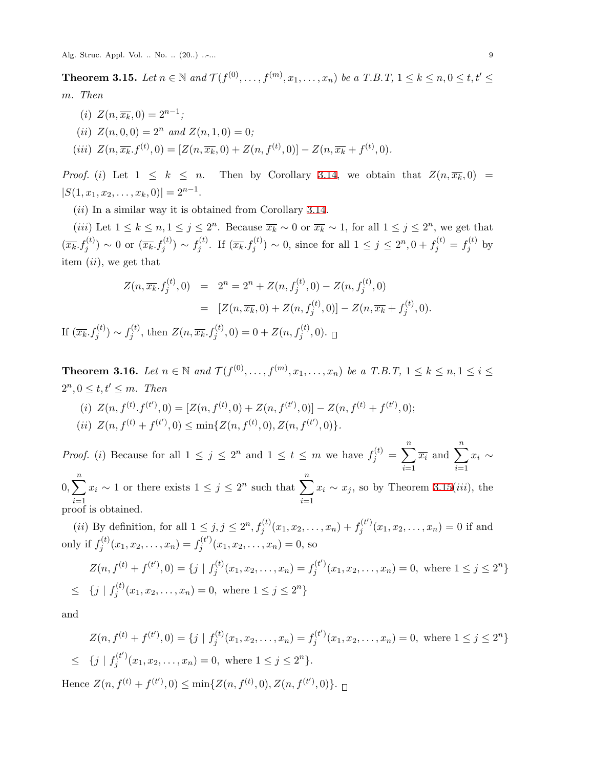**Theorem 3.15.** *Let $n \in \mathbb{N}$ and $\mathcal{T}(f^{(0)}, \ldots, f^{(m)}, x_1, \ldots, x_n)$ be a T.B.T, $1 \leq k \leq n, 0 \leq t, t' \leq m$. Then*

(*i*) $Z(n, \overline{x_k}, 0) = 2^{n-1}$;

(*ii*) $Z(n, 0, 0) = 2^n$ and $Z(n, 1, 0) = 0$;

(*iii*) $Z(n, \overline{x_k}.f^{(t)}, 0) = [Z(n, \overline{x_k}, 0) + Z(n, f^{(t)}, 0)] - Z(n, \overline{x_k} + f^{(t)}, 0)$.

*Proof.* (*i*) Let $1 \leq k \leq n$. Then by Corollary 3.14, we obtain that $Z(n, \overline{x_k}, 0) = |S(1, x_1, x_2, \ldots, x_k, 0)| = 2^{n-1}$.

(*ii*) In a similar way it is obtained from Corollary 3.14.

(*iii*) Let $1 \leq k \leq n, 1 \leq j \leq 2^n$. Because $\overline{x_k} \sim 0$ or $\overline{x_k} \sim 1$, for all $1 \leq j \leq 2^n$, we get that $(\overline{x_k}.f_j^{(t)}) \sim 0$ or $(\overline{x_k}.f_j^{(t)}) \sim f_j^{(t)}$. If $(\overline{x_k}.f_j^{(t)}) \sim 0$, since for all $1 \leq j \leq 2^n, 0 + f_j^{(t)} = f_j^{(t)}$ by item (*ii*), we get that

$$\begin{aligned} Z(n, \overline{x_k}.f_j^{(t)}, 0) &= 2^n = 2^n + Z(n, f_j^{(t)}, 0) - Z(n, f_j^{(t)}, 0) \\ &= [Z(n, \overline{x_k}, 0) + Z(n, f_j^{(t)}, 0)] - Z(n, \overline{x_k} + f_j^{(t)}, 0). \end{aligned}$$

If $(\overline{x_k}.f_j^{(t)}) \sim f_j^{(t)}$, then $Z(n, \overline{x_k}.f_j^{(t)}, 0) = 0 + Z(n, f_j^{(t)}, 0)$. $\square$

**Theorem 3.16.** *Let $n \in \mathbb{N}$ and $\mathcal{T}(f^{(0)}, \ldots, f^{(m)}, x_1, \ldots, x_n)$ be a T.B.T, $1 \leq k \leq n, 1 \leq i \leq 2^n, 0 \leq t, t' \leq m$. Then*

(*i*) $Z(n, f^{(t)}.f^{(t')}, 0) = [Z(n, f^{(t)}, 0) + Z(n, f^{(t')}, 0)] - Z(n, f^{(t)} + f^{(t')}, 0)$;

(*ii*) $Z(n, f^{(t)} + f^{(t')}, 0) \leq \min\{Z(n, f^{(t)}, 0), Z(n, f^{(t')}, 0)\}$.

*Proof.* (*i*) Because for all $1 \leq j \leq 2^n$ and $1 \leq t \leq m$ we have $f_j^{(t)} = \sum_{i=1}^{n} \overline{x_i}$ and $\sum_{i=1}^{n} x_i \sim 0, \sum_{i=1}^{n} x_i \sim 1$ or there exists $1 \leq j \leq 2^n$ such that $\sum_{i=1}^{n} x_i \sim x_j$, so by Theorem 3.15(*iii*), the proof is obtained.

(*ii*) By definition, for all $1 \leq j, j \leq 2^n, f_j^{(t)}(x_1, x_2, \ldots, x_n) + f_j^{(t')}(x_1, x_2, \ldots, x_n) = 0$ if and only if $f_j^{(t)}(x_1, x_2, \ldots, x_n) = f_j^{(t')}(x_1, x_2, \ldots, x_n) = 0$, so

$$\begin{aligned} &Z(n, f^{(t)} + f^{(t')}, 0) = \{j \mid f_j^{(t)}(x_1, x_2, \ldots, x_n) = f_j^{(t')}(x_1, x_2, \ldots, x_n) = 0, \text{ where } 1 \leq j \leq 2^n\} \\ \leq \;& \{j \mid f_j^{(t)}(x_1, x_2, \ldots, x_n) = 0, \text{ where } 1 \leq j \leq 2^n\} \end{aligned}$$

and

$$\begin{aligned} &Z(n, f^{(t)} + f^{(t')}, 0) = \{j \mid f_j^{(t)}(x_1, x_2, \ldots, x_n) = f_j^{(t')}(x_1, x_2, \ldots, x_n) = 0, \text{ where } 1 \leq j \leq 2^n\} \\ \leq \;& \{j \mid f_j^{(t')}(x_1, x_2, \ldots, x_n) = 0, \text{ where } 1 \leq j \leq 2^n\}. \end{aligned}$$

Hence $Z(n, f^{(t)} + f^{(t')}, 0) \leq \min\{Z(n, f^{(t)}, 0), Z(n, f^{(t')}, 0)\}$. $\square$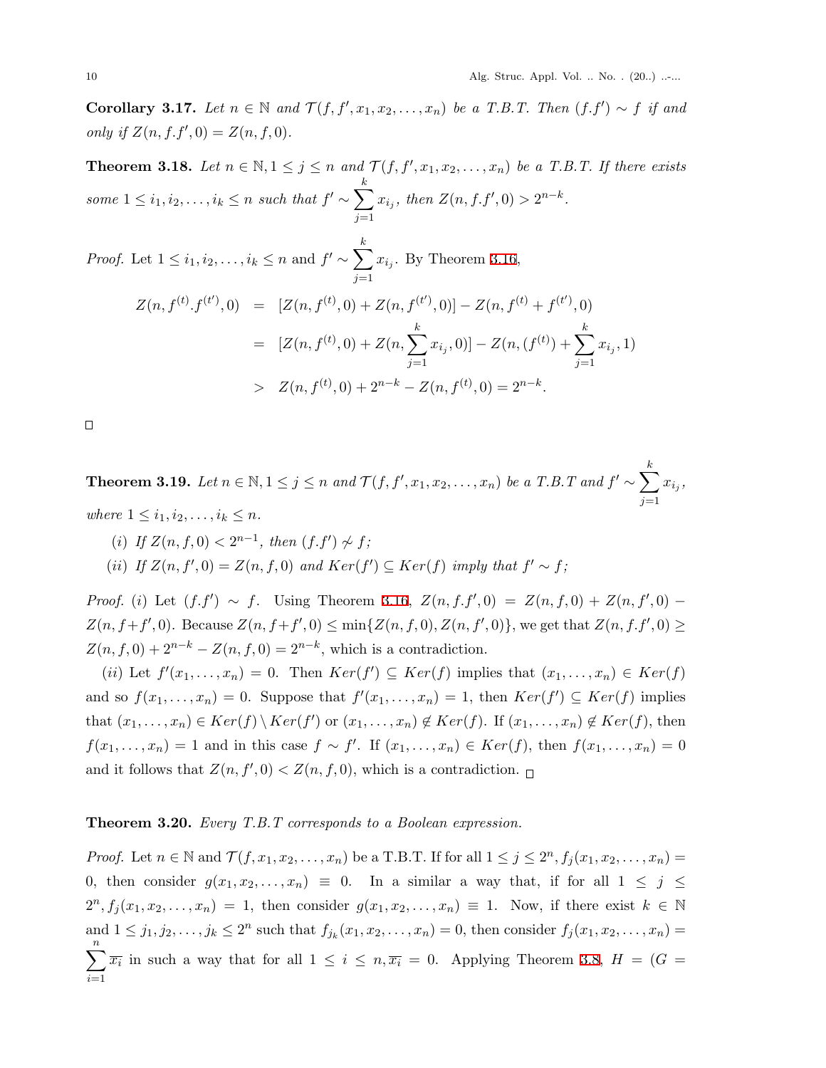**Corollary 3.17.** *Let $n \in \mathbb{N}$ and $\mathcal{T}(f, f', x_1, x_2, \ldots, x_n)$ be a T.B.T. Then $(f.f') \sim f$ if and only if $Z(n, f.f', 0) = Z(n, f, 0)$.*

**Theorem 3.18.** *Let $n \in \mathbb{N}, 1 \leq j \leq n$ and $\mathcal{T}(f, f', x_1, x_2, \ldots, x_n)$ be a T.B.T. If there exists some $1 \leq i_1, i_2, \ldots, i_k \leq n$ such that $f' \sim \sum_{j=1}^{k} x_{i_j}$, then $Z(n, f.f', 0) > 2^{n-k}$.*

*Proof.* Let $1 \leq i_1, i_2, \ldots, i_k \leq n$ and $f' \sim \sum_{j=1}^{k} x_{i_j}$. By Theorem 3.16,

$$
\begin{aligned}
Z(n, f^{(t)}.f^{(t')}, 0) &= [Z(n, f^{(t)}, 0) + Z(n, f^{(t')}, 0)] - Z(n, f^{(t)} + f^{(t')}, 0) \\
&= [Z(n, f^{(t)}, 0) + Z(n, \sum_{j=1}^{k} x_{i_j}, 0)] - Z(n, (f^{(t)}) + \sum_{j=1}^{k} x_{i_j}, 1) \\
&> Z(n, f^{(t)}, 0) + 2^{n-k} - Z(n, f^{(t)}, 0) = 2^{n-k}.
\end{aligned}
$$

□

**Theorem 3.19.** *Let $n \in \mathbb{N}, 1 \leq j \leq n$ and $\mathcal{T}(f, f', x_1, x_2, \ldots, x_n)$ be a T.B.T and $f' \sim \sum_{j=1}^{k} x_{i_j}$, where $1 \leq i_1, i_2, \ldots, i_k \leq n$.*

*(i) If $Z(n, f, 0) < 2^{n-1}$, then $(f.f') \nsim f$;*

*(ii) If $Z(n, f', 0) = Z(n, f, 0)$ and $Ker(f') \subseteq Ker(f)$ imply that $f' \sim f$;*

*Proof.* (i) Let $(f.f') \sim f$. Using Theorem 3.16, $Z(n, f.f', 0) = Z(n, f, 0) + Z(n, f', 0) - Z(n, f+f', 0)$. Because $Z(n, f+f', 0) \leq \min\{Z(n, f, 0), Z(n, f', 0)\}$, we get that $Z(n, f.f', 0) \geq Z(n, f, 0) + 2^{n-k} - Z(n, f, 0) = 2^{n-k}$, which is a contradiction.

(ii) Let $f'(x_1, \ldots, x_n) = 0$. Then $Ker(f') \subseteq Ker(f)$ implies that $(x_1, \ldots, x_n) \in Ker(f)$ and so $f(x_1, \ldots, x_n) = 0$. Suppose that $f'(x_1, \ldots, x_n) = 1$, then $Ker(f') \subseteq Ker(f)$ implies that $(x_1, \ldots, x_n) \in Ker(f) \setminus Ker(f')$ or $(x_1, \ldots, x_n) \notin Ker(f)$. If $(x_1, \ldots, x_n) \notin Ker(f)$, then $f(x_1, \ldots, x_n) = 1$ and in this case $f \sim f'$. If $(x_1, \ldots, x_n) \in Ker(f)$, then $f(x_1, \ldots, x_n) = 0$ and it follows that $Z(n, f', 0) < Z(n, f, 0)$, which is a contradiction. □

**Theorem 3.20.** *Every T.B.T corresponds to a Boolean expression.*

*Proof.* Let $n \in \mathbb{N}$ and $\mathcal{T}(f, x_1, x_2, \ldots, x_n)$ be a T.B.T. If for all $1 \leq j \leq 2^n, f_j(x_1, x_2, \ldots, x_n) = 0$, then consider $g(x_1, x_2, \ldots, x_n) \equiv 0$. In a similar a way that, if for all $1 \leq j \leq 2^n, f_j(x_1, x_2, \ldots, x_n) = 1$, then consider $g(x_1, x_2, \ldots, x_n) \equiv 1$. Now, if there exist $k \in \mathbb{N}$ and $1 \leq j_1, j_2, \ldots, j_k \leq 2^n$ such that $f_{j_k}(x_1, x_2, \ldots, x_n) = 0$, then consider $f_j(x_1, x_2, \ldots, x_n) = \sum_{i=1}^{n} \overline{x_i}$ in such a way that for all $1 \leq i \leq n, \overline{x_i} = 0$. Applying Theorem 3.8, $H = (G =$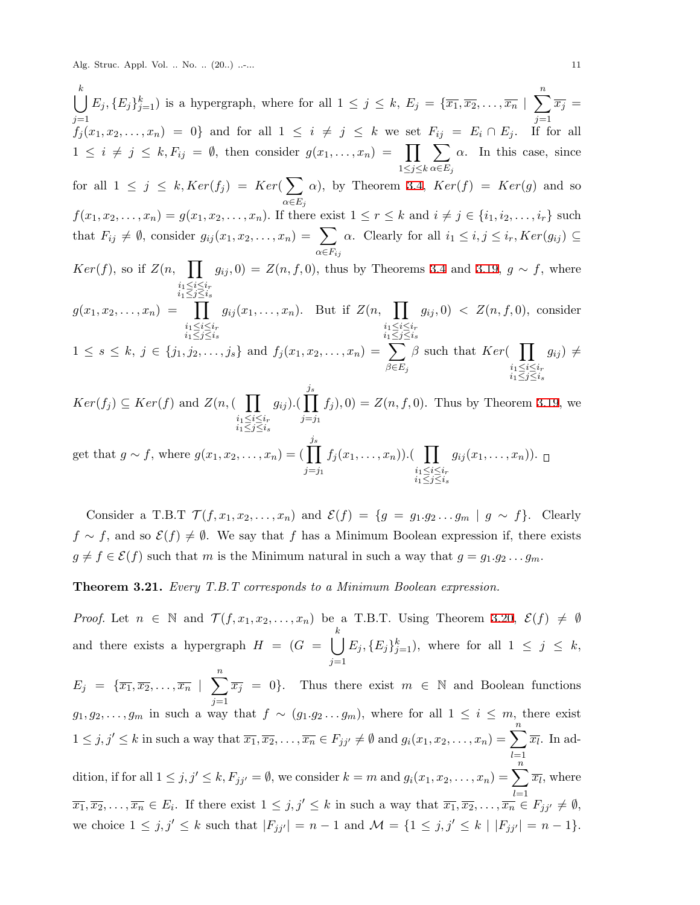$\bigcup_{j=1}^{k} E_j, \{E_j\}_{j=1}^{k})$ is a hypergraph, where for all $1 \leq j \leq k$, $E_j = \{\overline{x_1}, \overline{x_2}, \ldots, \overline{x_n} \mid \sum_{j=1}^{n} \overline{x_j} = f_j(x_1, x_2, \ldots, x_n) = 0\}$ and for all $1 \leq i \neq j \leq k$ we set $F_{ij} = E_i \cap E_j$. If for all $1 \leq i \neq j \leq k, F_{ij} = \emptyset$, then consider $g(x_1, \ldots, x_n) = \prod_{1 \leq j \leq k} \sum_{\alpha \in E_j} \alpha$. In this case, since for all $1 \leq j \leq k, Ker(f_j) = Ker(\sum_{\alpha \in E_j} \alpha)$, by Theorem 3.4, $Ker(f) = Ker(g)$ and so $f(x_1, x_2, \ldots, x_n) = g(x_1, x_2, \ldots, x_n)$. If there exist $1 \leq r \leq k$ and $i \neq j \in \{i_1, i_2, \ldots, i_r\}$ such that $F_{ij} \neq \emptyset$, consider $g_{ij}(x_1, x_2, \ldots, x_n) = \sum_{\alpha \in F_{ij}} \alpha$. Clearly for all $i_1 \leq i, j \leq i_r, Ker(g_{ij}) \subseteq Ker(f)$, so if $Z(n, \prod_{\substack{i_1 \leq i \leq i_r \\ i_1 \leq j \leq i_s}} g_{ij}, 0) = Z(n, f, 0)$, thus by Theorems 3.4 and 3.19, $g \sim f$, where $g(x_1, x_2, \ldots, x_n) = \prod_{\substack{i_1 \leq i \leq i_r \\ i_1 \leq j \leq i_s}} g_{ij}(x_1, \ldots, x_n)$. But if $Z(n, \prod_{\substack{i_1 \leq i \leq i_r \\ i_1 \leq j \leq i_s}} g_{ij}, 0) < Z(n, f, 0)$, consider $1 \leq s \leq k$, $j \in \{j_1, j_2, \ldots, j_s\}$ and $f_j(x_1, x_2, \ldots, x_n) = \sum_{\beta \in E_j} \beta$ such that $Ker(\prod_{\substack{i_1 \leq i \leq i_r \\ i_1 \leq j \leq i_s}} g_{ij}) \neq Ker(f_j) \subseteq Ker(f)$ and $Z(n, (\prod_{\substack{i_1 \leq i \leq i_r \\ i_1 \leq j \leq i_s}} g_{ij}).(\prod_{j=j_1}^{j_s} f_j), 0) = Z(n, f, 0)$. Thus by Theorem 3.19, we get that $g \sim f$, where $g(x_1, x_2, \ldots, x_n) = (\prod_{j=j_1}^{j_s} f_j(x_1, \ldots, x_n)).(\prod_{\substack{i_1 \leq i \leq i_r \\ i_1 \leq j \leq i_s}} g_{ij}(x_1, \ldots, x_n))$. □

Consider a T.B.T $\mathcal{T}(f, x_1, x_2, \ldots, x_n)$ and $\mathcal{E}(f) = \{g = g_1.g_2 \ldots g_m \mid g \sim f\}$. Clearly $f \sim f$, and so $\mathcal{E}(f) \neq \emptyset$. We say that $f$ has a Minimum Boolean expression if, there exists $g \neq f \in \mathcal{E}(f)$ such that $m$ is the Minimum natural in such a way that $g = g_1.g_2 \ldots g_m$.

**Theorem 3.21.** *Every T.B.T corresponds to a Minimum Boolean expression.*

*Proof.* Let $n \in \mathbb{N}$ and $\mathcal{T}(f, x_1, x_2, \ldots, x_n)$ be a T.B.T. Using Theorem 3.20, $\mathcal{E}(f) \neq \emptyset$ and there exists a hypergraph $H = (G = \bigcup_{j=1}^{k} E_j, \{E_j\}_{j=1}^{k})$, where for all $1 \leq j \leq k$, $E_j = \{\overline{x_1}, \overline{x_2}, \ldots, \overline{x_n} \mid \sum_{j=1}^{n} \overline{x_j} = 0\}$. Thus there exist $m \in \mathbb{N}$ and Boolean functions $g_1, g_2, \ldots, g_m$ in such a way that $f \sim (g_1.g_2 \ldots g_m)$, where for all $1 \leq i \leq m$, there exist $1 \leq j, j' \leq k$ in such a way that $\overline{x_1}, \overline{x_2}, \ldots, \overline{x_n} \in F_{jj'} \neq \emptyset$ and $g_i(x_1, x_2, \ldots, x_n) = \sum_{l=1}^{n} \overline{x_l}$. In addition, if for all $1 \leq j, j' \leq k, F_{jj'} = \emptyset$, we consider $k = m$ and $g_i(x_1, x_2, \ldots, x_n) = \sum_{l=1}^{n} \overline{x_l}$, where $\overline{x_1}, \overline{x_2}, \ldots, \overline{x_n} \in E_i$. If there exist $1 \leq j, j' \leq k$ in such a way that $\overline{x_1}, \overline{x_2}, \ldots, \overline{x_n} \in F_{jj'} \neq \emptyset$, we choice $1 \leq j, j' \leq k$ such that $|F_{jj'}| = n - 1$ and $\mathcal{M} = \{1 \leq j, j' \leq k \mid |F_{jj'}| = n - 1\}$.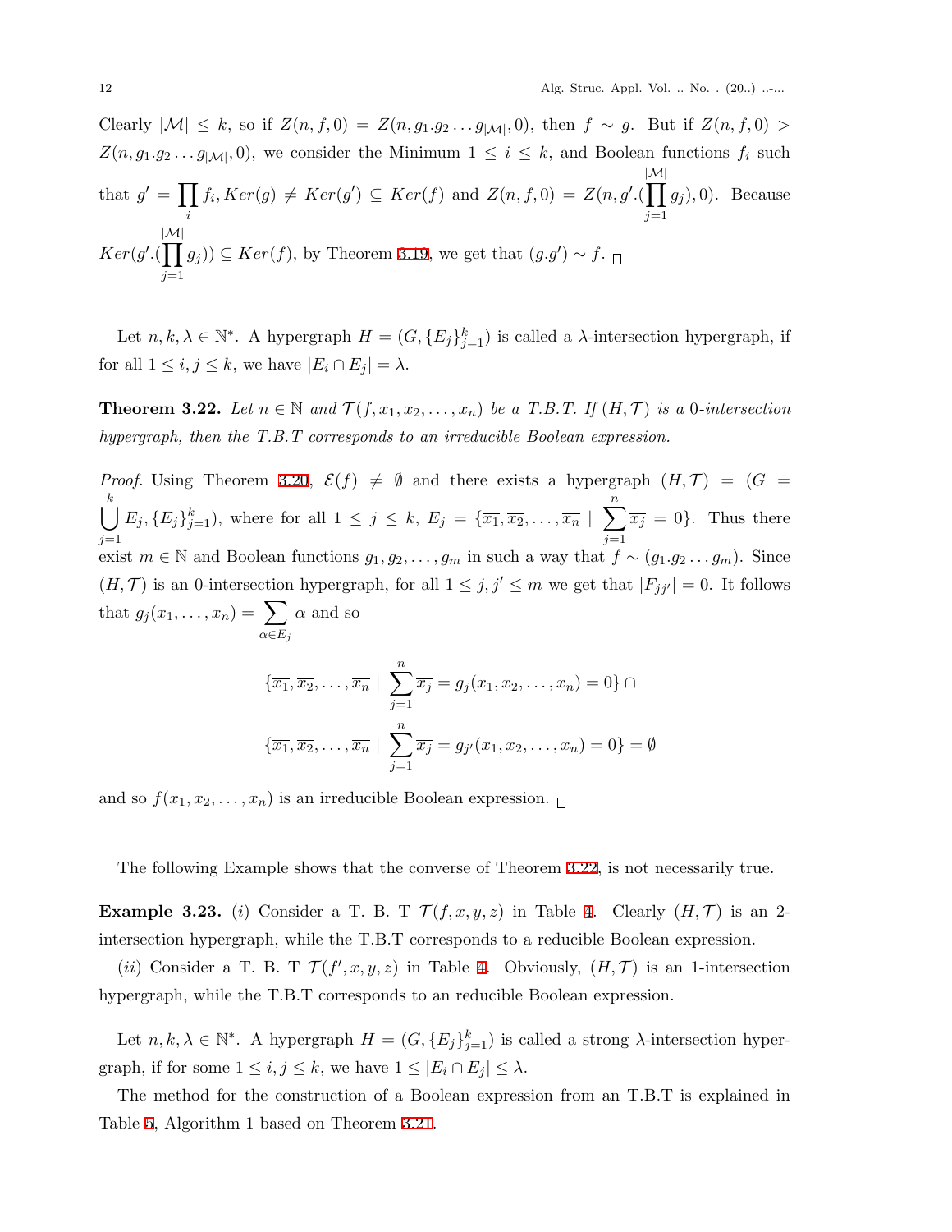Clearly $|\mathcal{M}| \leq k$, so if $Z(n, f, 0) = Z(n, g_1.g_2 \dots g_{|\mathcal{M}|}, 0)$, then $f \sim g$. But if $Z(n, f, 0) > Z(n, g_1.g_2 \dots g_{|\mathcal{M}|}, 0)$, we consider the Minimum $1 \leq i \leq k$, and Boolean functions $f_i$ such that $g' = \prod_i f_i, Ker(g) \neq Ker(g') \subseteq Ker(f)$ and $Z(n, f, 0) = Z(n, g'.(\prod_{j=1}^{|\mathcal{M}|} g_j), 0)$. Because $Ker(g'.(\prod_{j=1}^{|\mathcal{M}|} g_j)) \subseteq Ker(f)$, by Theorem 3.19, we get that $(g.g') \sim f$. □

Let $n, k, \lambda \in \mathbb{N}^*$. A hypergraph $H = (G, \{E_j\}_{j=1}^k)$ is called a $\lambda$-intersection hypergraph, if for all $1 \leq i, j \leq k$, we have $|E_i \cap E_j| = \lambda$.

**Theorem 3.22.** *Let $n \in \mathbb{N}$ and $\mathcal{T}(f, x_1, x_2, \dots, x_n)$ be a T.B.T. If $(H, \mathcal{T})$ is a 0-intersection hypergraph, then the T.B.T corresponds to an irreducible Boolean expression.*

*Proof.* Using Theorem 3.20, $\mathcal{E}(f) \neq \emptyset$ and there exists a hypergraph $(H, \mathcal{T}) = (G = \bigcup_{j=1}^k E_j, \{E_j\}_{j=1}^k)$, where for all $1 \leq j \leq k$, $E_j = \{\overline{x_1}, \overline{x_2}, \dots, \overline{x_n} \mid \sum_{j=1}^n \overline{x_j} = 0\}$. Thus there exist $m \in \mathbb{N}$ and Boolean functions $g_1, g_2, \dots, g_m$ in such a way that $f \sim (g_1.g_2 \dots g_m)$. Since $(H, \mathcal{T})$ is an 0-intersection hypergraph, for all $1 \leq j, j' \leq m$ we get that $|F_{jj'}| = 0$. It follows that $g_j(x_1, \dots, x_n) = \sum_{\alpha \in E_j} \alpha$ and so

$$\{\overline{x_1}, \overline{x_2}, \dots, \overline{x_n} \mid \sum_{j=1}^n \overline{x_j} = g_j(x_1, x_2, \dots, x_n) = 0\} \cap$$

$$\{\overline{x_1}, \overline{x_2}, \dots, \overline{x_n} \mid \sum_{j=1}^n \overline{x_j} = g_{j'}(x_1, x_2, \dots, x_n) = 0\} = \emptyset$$

and so $f(x_1, x_2, \dots, x_n)$ is an irreducible Boolean expression. □

The following Example shows that the converse of Theorem 3.22, is not necessarily true.

**Example 3.23.** $(i)$ Consider a T. B. T $\mathcal{T}(f, x, y, z)$ in Table 4. Clearly $(H, \mathcal{T})$ is an 2-intersection hypergraph, while the T.B.T corresponds to a reducible Boolean expression.

$(ii)$ Consider a T. B. T $\mathcal{T}(f', x, y, z)$ in Table 4. Obviously, $(H, \mathcal{T})$ is an 1-intersection hypergraph, while the T.B.T corresponds to an reducible Boolean expression.

Let $n, k, \lambda \in \mathbb{N}^*$. A hypergraph $H = (G, \{E_j\}_{j=1}^k)$ is called a strong $\lambda$-intersection hypergraph, if for some $1 \leq i, j \leq k$, we have $1 \leq |E_i \cap E_j| \leq \lambda$.

The method for the construction of a Boolean expression from an T.B.T is explained in Table 5, Algorithm 1 based on Theorem 3.21.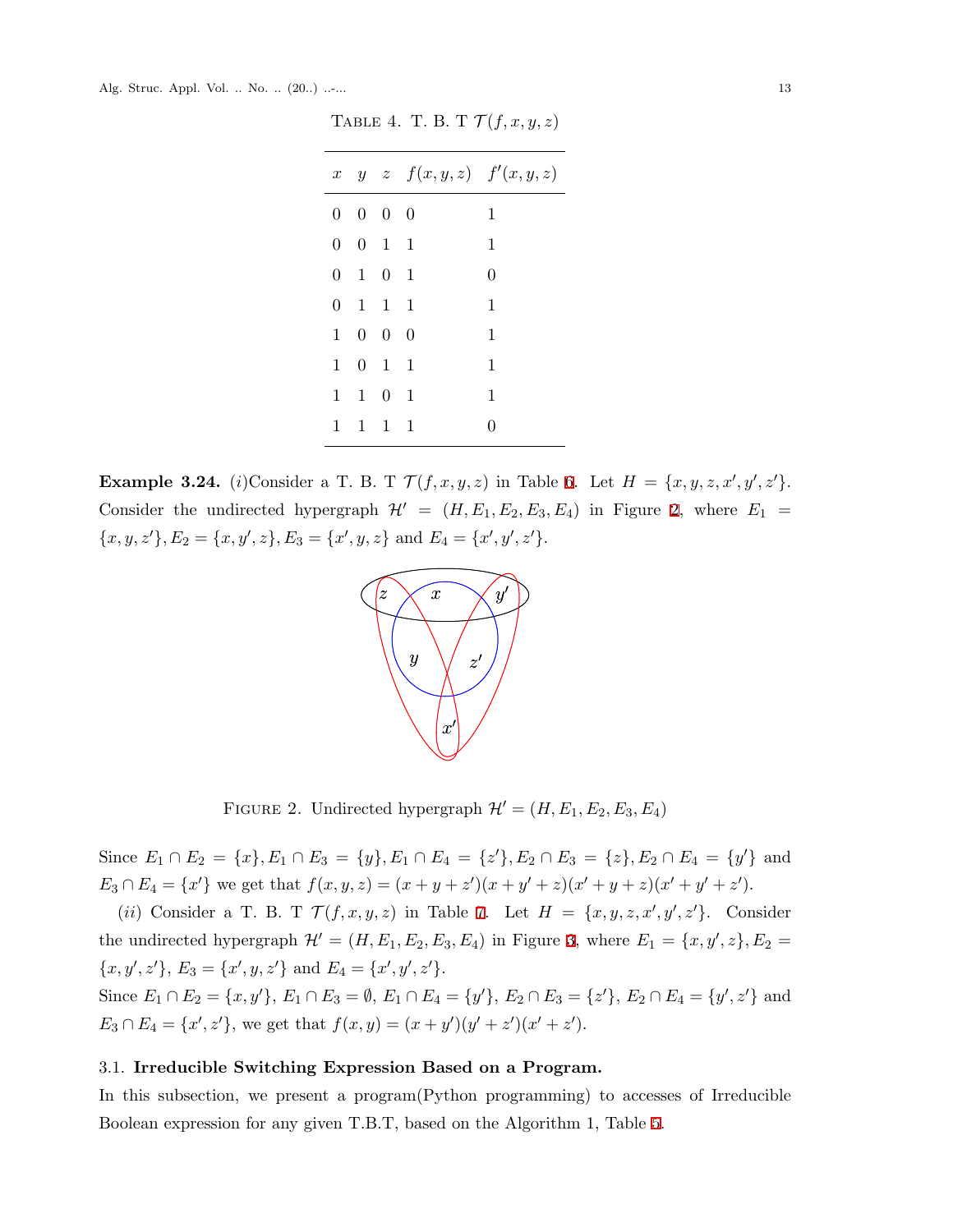TABLE 4. T. B. T $\mathcal{T}(f,x,y,z)$

| $x$ | $y$ | $z$ | $f(x,y,z)$ | $f'(x,y,z)$ |
|---|---|---|---|---|
| 0 | 0 | 0 | 0 | 1 |
| 0 | 0 | 1 | 1 | 1 |
| 0 | 1 | 0 | 1 | 0 |
| 0 | 1 | 1 | 1 | 1 |
| 1 | 0 | 0 | 0 | 1 |
| 1 | 0 | 1 | 1 | 1 |
| 1 | 1 | 0 | 1 | 1 |
| 1 | 1 | 1 | 1 | 0 |

**Example 3.24.** $(i)$Consider a T. B. T $\mathcal{T}(f,x,y,z)$ in Table 6. Let $H = \{x,y,z,x',y',z'\}$. Consider the undirected hypergraph $\mathcal{H}' = (H, E_1, E_2, E_3, E_4)$ in Figure 2, where $E_1 = \{x,y,z'\}, E_2 = \{x,y',z\}, E_3 = \{x',y,z\}$ and $E_4 = \{x',y',z'\}$.

FIGURE 2. Undirected hypergraph $\mathcal{H}' = (H, E_1, E_2, E_3, E_4)$

Since $E_1 \cap E_2 = \{x\}, E_1 \cap E_3 = \{y\}, E_1 \cap E_4 = \{z'\}, E_2 \cap E_3 = \{z\}, E_2 \cap E_4 = \{y'\}$ and $E_3 \cap E_4 = \{x'\}$ we get that $f(x,y,z) = (x+y+z')(x+y'+z)(x'+y+z)(x'+y'+z')$.

$(ii)$ Consider a T. B. T $\mathcal{T}(f,x,y,z)$ in Table 7. Let $H = \{x,y,z,x',y',z'\}$. Consider the undirected hypergraph $\mathcal{H}' = (H, E_1, E_2, E_3, E_4)$ in Figure 3, where $E_1 = \{x,y',z\}, E_2 = \{x,y',z'\}$, $E_3 = \{x',y,z'\}$ and $E_4 = \{x',y',z'\}$.
Since $E_1 \cap E_2 = \{x,y'\}$, $E_1 \cap E_3 = \emptyset$, $E_1 \cap E_4 = \{y'\}$, $E_2 \cap E_3 = \{z'\}$, $E_2 \cap E_4 = \{y',z'\}$ and $E_3 \cap E_4 = \{x',z'\}$, we get that $f(x,y) = (x+y')(y'+z')(x'+z')$.

### 3.1. Irreducible Switching Expression Based on a Program.

In this subsection, we present a program(Python programming) to accesses of Irreducible Boolean expression for any given T.B.T, based on the Algorithm 1, Table 5.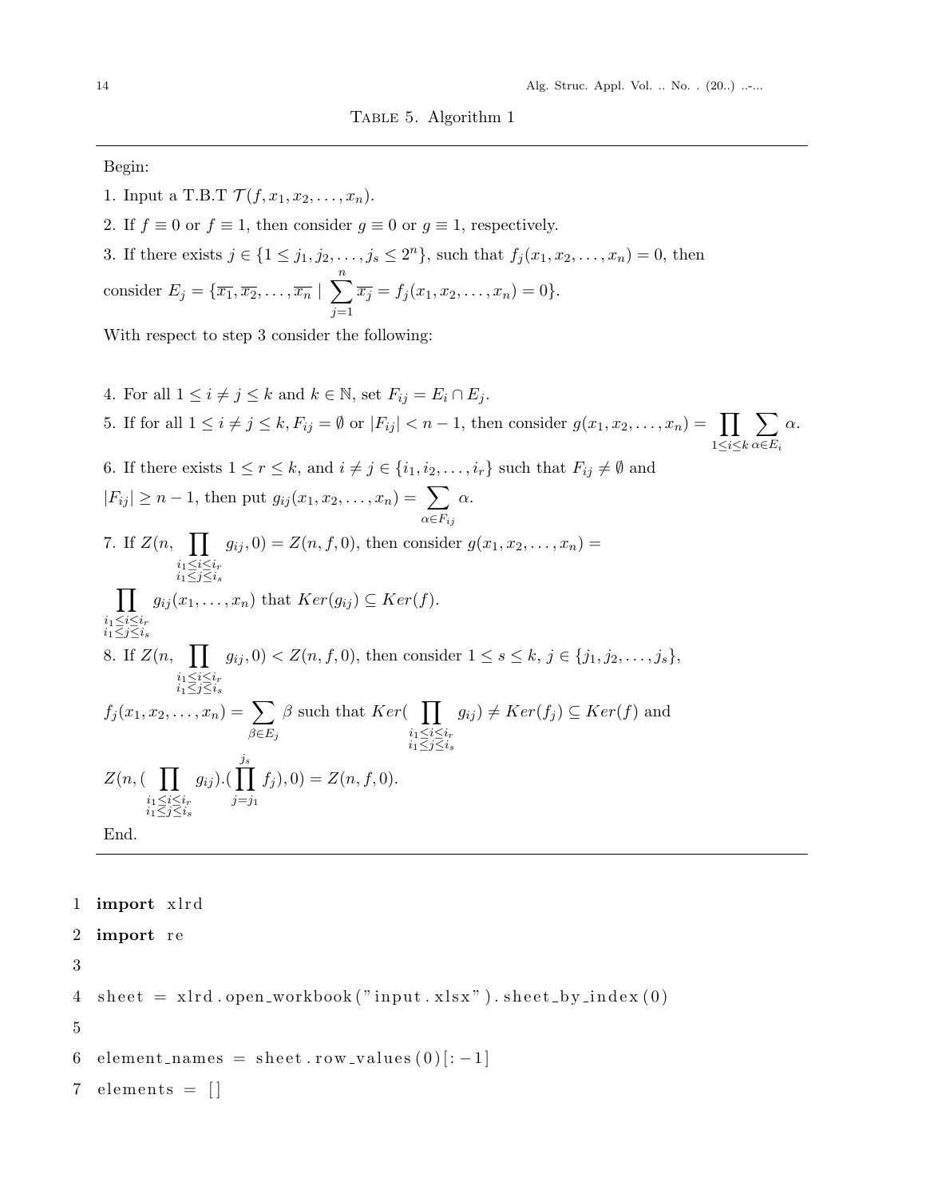Table 5. Algorithm 1

---

Begin:

1. Input a T.B.T $\mathcal{T}(f, x_1, x_2, \ldots, x_n)$.

2. If $f \equiv 0$ or $f \equiv 1$, then consider $g \equiv 0$ or $g \equiv 1$, respectively.

3. If there exists $j \in \{1 \leq j_1, j_2, \ldots, j_s \leq 2^n\}$, such that $f_j(x_1, x_2, \ldots, x_n) = 0$, then consider $E_j = \{\overline{x_1}, \overline{x_2}, \ldots, \overline{x_n} \mid \sum_{j=1}^{n} \overline{x_j} = f_j(x_1, x_2, \ldots, x_n) = 0\}$.

With respect to step 3 consider the following:

4. For all $1 \leq i \neq j \leq k$ and $k \in \mathbb{N}$, set $F_{ij} = E_i \cap E_j$.

5. If for all $1 \leq i \neq j \leq k$, $F_{ij} = \emptyset$ or $|F_{ij}| < n-1$, then consider $g(x_1, x_2, \ldots, x_n) = \prod_{1 \leq i \leq k} \sum_{\alpha \in E_i} \alpha$.

6. If there exists $1 \leq r \leq k$, and $i \neq j \in \{i_1, i_2, \ldots, i_r\}$ such that $F_{ij} \neq \emptyset$ and $|F_{ij}| \geq n-1$, then put $g_{ij}(x_1, x_2, \ldots, x_n) = \sum_{\alpha \in F_{ij}} \alpha$.

7. If $Z(n, \prod_{\substack{i_1 \leq i \leq i_r \\ i_1 \leq j \leq i_s}} g_{ij}, 0) = Z(n, f, 0)$, then consider $g(x_1, x_2, \ldots, x_n) = \prod_{\substack{i_1 \leq i \leq i_r \\ i_1 \leq j \leq i_s}} g_{ij}(x_1, \ldots, x_n)$ that $Ker(g_{ij}) \subseteq Ker(f)$.

8. If $Z(n, \prod_{\substack{i_1 \leq i \leq i_r \\ i_1 \leq j \leq i_s}} g_{ij}, 0) < Z(n, f, 0)$, then consider $1 \leq s \leq k$, $j \in \{j_1, j_2, \ldots, j_s\}$, $f_j(x_1, x_2, \ldots, x_n) = \sum_{\beta \in E_j} \beta$ such that $Ker(\prod_{\substack{i_1 \leq i \leq i_r \\ i_1 \leq j \leq i_s}} g_{ij}) \neq Ker(f_j) \subseteq Ker(f)$ and $Z(n, (\prod_{\substack{i_1 \leq i \leq i_r \\ i_1 \leq j \leq i_s}} g_{ij}).(\prod_{j=j_1}^{j_s} f_j), 0) = Z(n, f, 0)$.

End.

---

```
1  import xlrd
2  import re
3
4  sheet = xlrd.open_workbook("input.xlsx").sheet_by_index(0)
5
6  element_names = sheet.row_values(0)[:-1]
7  elements = []
```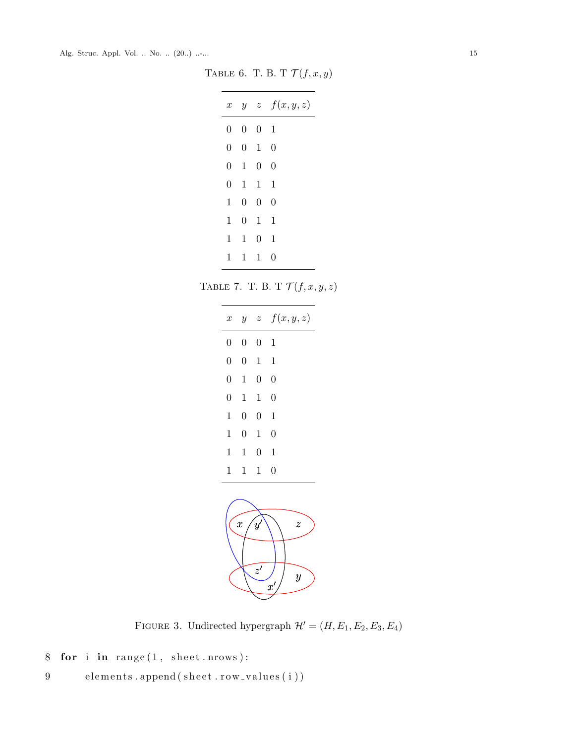Table 6. T. B. T $\mathcal{T}(f, x, y)$

| $x$ | $y$ | $z$ | $f(x,y,z)$ |
|---|---|---|---|
| 0 | 0 | 0 | 1 |
| 0 | 0 | 1 | 0 |
| 0 | 1 | 0 | 0 |
| 0 | 1 | 1 | 1 |
| 1 | 0 | 0 | 0 |
| 1 | 0 | 1 | 1 |
| 1 | 1 | 0 | 1 |
| 1 | 1 | 1 | 0 |

Table 7. T. B. T $\mathcal{T}(f, x, y, z)$

| $x$ | $y$ | $z$ | $f(x,y,z)$ |
|---|---|---|---|
| 0 | 0 | 0 | 1 |
| 0 | 0 | 1 | 1 |
| 0 | 1 | 0 | 0 |
| 0 | 1 | 1 | 0 |
| 1 | 0 | 0 | 1 |
| 1 | 0 | 1 | 0 |
| 1 | 1 | 0 | 1 |
| 1 | 1 | 1 | 0 |

Figure 3. Undirected hypergraph $\mathcal{H}' = (H, E_1, E_2, E_3, E_4)$

```
8 for i in range(1, sheet.nrows):
9     elements.append(sheet.row_values(i))
```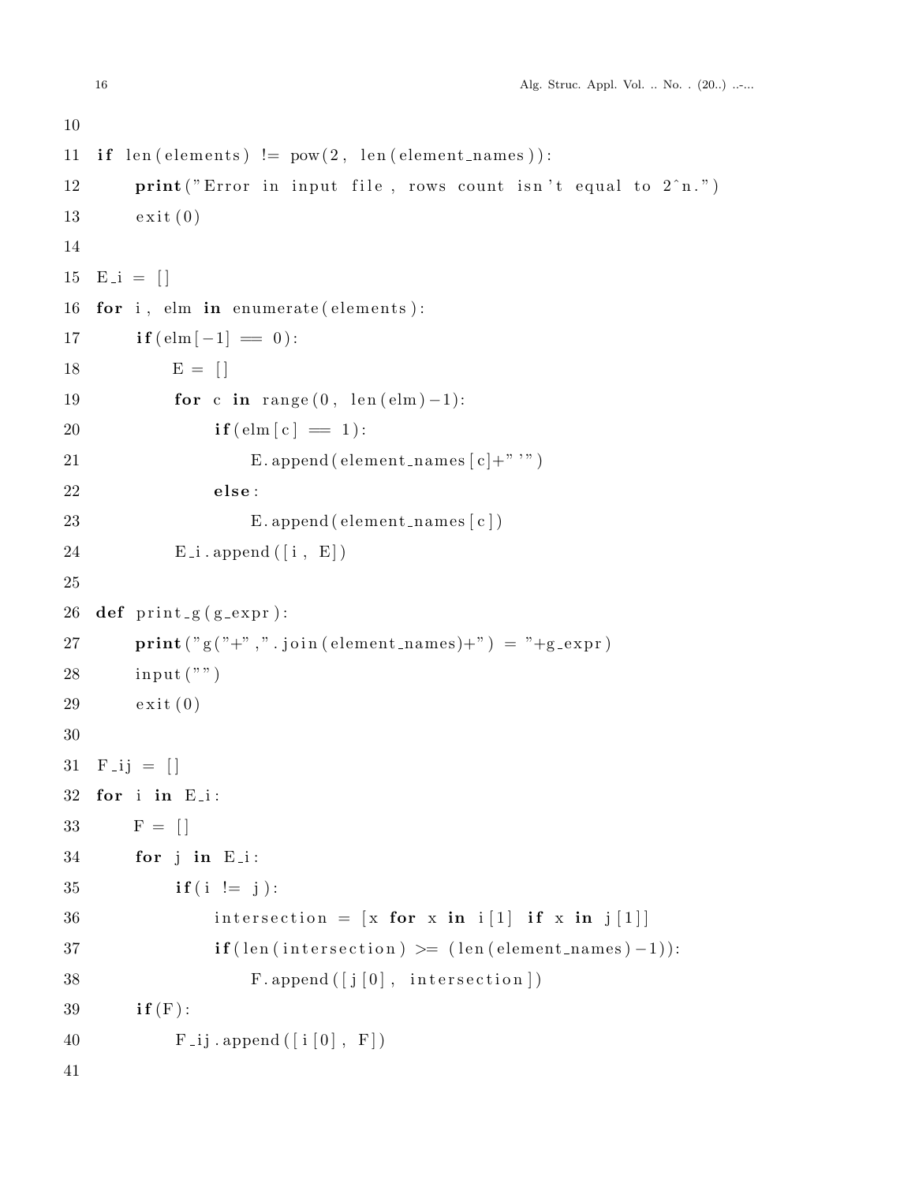```
10
11 if len(elements) != pow(2, len(element_names)):
12     print("Error in input file, rows count isn't equal to 2^n.")
13     exit(0)
14
15 E_i = []
16 for i, elm in enumerate(elements):
17     if(elm[-1] == 0):
18         E = []
19         for c in range(0, len(elm)-1):
20             if(elm[c] == 1):
21                 E.append(element_names[c]+"'")
22             else:
23                 E.append(element_names[c])
24         E_i.append([i, E])
25
26 def print_g(g_expr):
27     print("g("+",".join(element_names)+") = "+g_expr)
28     input("")
29     exit(0)
30
31 F_ij = []
32 for i in E_i:
33     F = []
34     for j in E_i:
35         if(i != j):
36             intersection = [x for x in i[1] if x in j[1]]
37             if(len(intersection) >= (len(element_names)-1)):
38                 F.append([j[0], intersection])
39     if(F):
40         F_ij.append([i[0], F])
41
```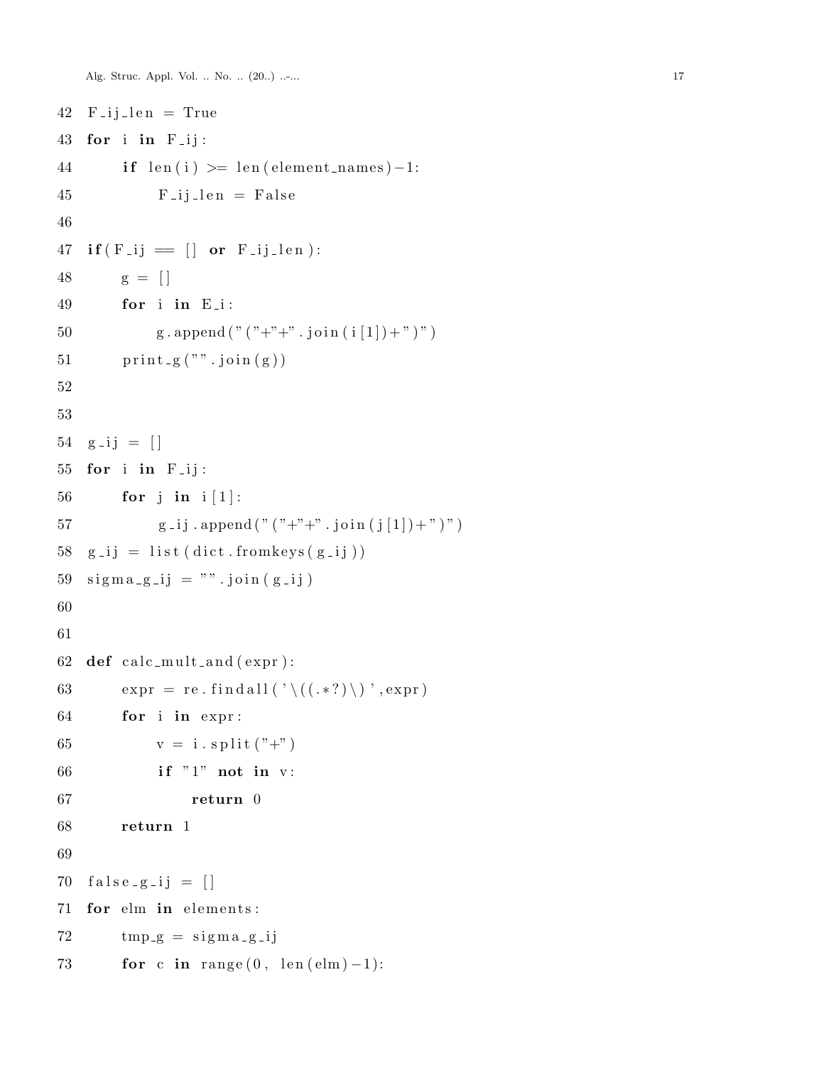```
42 F_ij_len = True
43 for i in F_ij:
44     if len(i) >= len(element_names)-1:
45         F_ij_len = False
46
47 if(F_ij == [] or F_ij_len):
48     g = []
49     for i in E_i:
50         g.append("("+"+".join(i[1])+")")
51     print_g("".join(g))
52
53
54 g_ij = []
55 for i in F_ij:
56     for j in i[1]:
57         g_ij.append("("+"+".join(j[1])+")")
58 g_ij = list(dict.fromkeys(g_ij))
59 sigma_g_ij = "".join(g_ij)
60
61
62 def calc_mult_and(expr):
63     expr = re.findall('\((.*?)\)',expr)
64     for i in expr:
65         v = i.split("+")
66         if "1" not in v:
67             return 0
68     return 1
69
70 false_g_ij = []
71 for elm in elements:
72     tmp_g = sigma_g_ij
73     for c in range(0, len(elm)-1):
```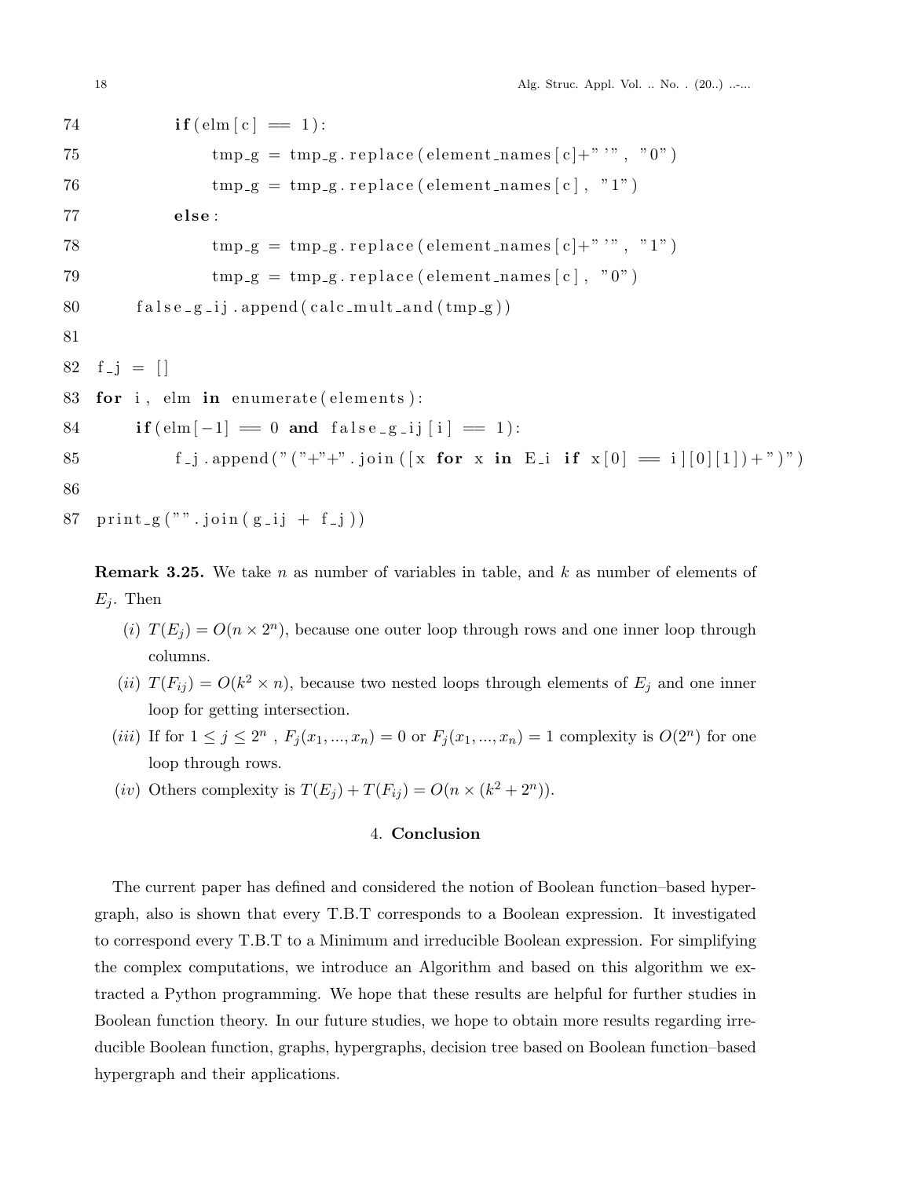```
74            if(elm[c] == 1):
75                tmp_g = tmp_g.replace(element_names[c]+"'", "0")
76                tmp_g = tmp_g.replace(element_names[c], "1")
77            else:
78                tmp_g = tmp_g.replace(element_names[c]+"'", "1")
79                tmp_g = tmp_g.replace(element_names[c], "0")
80        false_g_ij.append(calc_mult_and(tmp_g))
81
82    f_j = []
83    for i, elm in enumerate(elements):
84        if(elm[-1] == 0 and false_g_ij[i] == 1):
85            f_j.append("("+"+".join([x for x in E_i if x[0] == i][0][1])+")")
86
87    print_g("".join(g_ij + f_j))
```

**Remark 3.25.** We take $n$ as number of variables in table, and $k$ as number of elements of $E_j$. Then

- $(i)$ $T(E_j) = O(n \times 2^n)$, because one outer loop through rows and one inner loop through columns.
- $(ii)$ $T(F_{ij}) = O(k^2 \times n)$, because two nested loops through elements of $E_j$ and one inner loop for getting intersection.
- $(iii)$ If for $1 \leq j \leq 2^n$ , $F_j(x_1, ..., x_n) = 0$ or $F_j(x_1, ..., x_n) = 1$ complexity is $O(2^n)$ for one loop through rows.
- $(iv)$ Others complexity is $T(E_j) + T(F_{ij}) = O(n \times (k^2 + 2^n))$.

## 4. Conclusion

The current paper has defined and considered the notion of Boolean function–based hypergraph, also is shown that every T.B.T corresponds to a Boolean expression. It investigated to correspond every T.B.T to a Minimum and irreducible Boolean expression. For simplifying the complex computations, we introduce an Algorithm and based on this algorithm we extracted a Python programming. We hope that these results are helpful for further studies in Boolean function theory. In our future studies, we hope to obtain more results regarding irreducible Boolean function, graphs, hypergraphs, decision tree based on Boolean function–based hypergraph and their applications.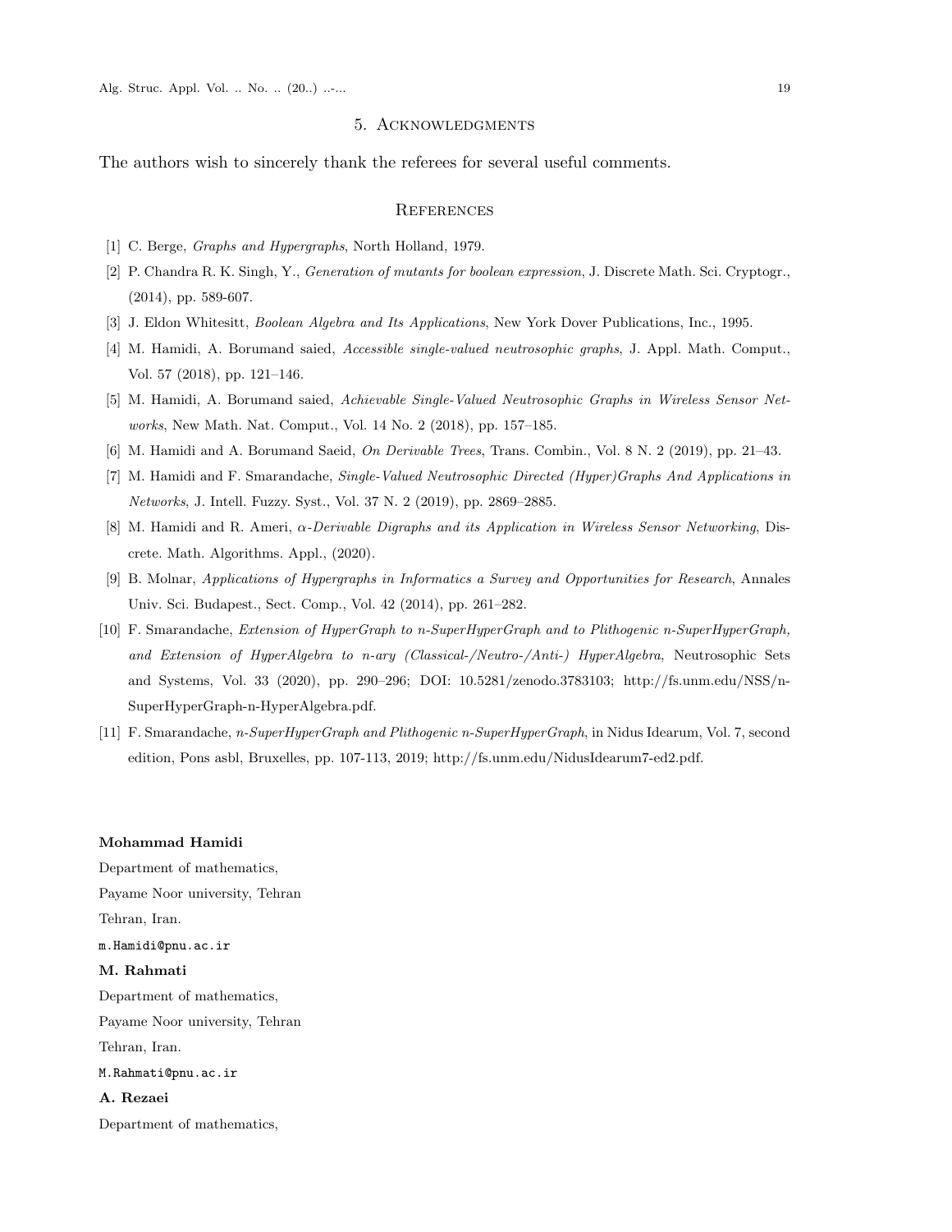## 5. Acknowledgments

The authors wish to sincerely thank the referees for several useful comments.

## References

[1] C. Berge, *Graphs and Hypergraphs*, North Holland, 1979.

[2] P. Chandra R. K. Singh, Y., *Generation of mutants for boolean expression*, J. Discrete Math. Sci. Cryptogr., (2014), pp. 589-607.

[3] J. Eldon Whitesitt, *Boolean Algebra and Its Applications*, New York Dover Publications, Inc., 1995.

[4] M. Hamidi, A. Borumand saied, *Accessible single-valued neutrosophic graphs*, J. Appl. Math. Comput., Vol. 57 (2018), pp. 121–146.

[5] M. Hamidi, A. Borumand saied, *Achievable Single-Valued Neutrosophic Graphs in Wireless Sensor Networks*, New Math. Nat. Comput., Vol. 14 No. 2 (2018), pp. 157–185.

[6] M. Hamidi and A. Borumand Saeid, *On Derivable Trees*, Trans. Combin., Vol. 8 N. 2 (2019), pp. 21–43.

[7] M. Hamidi and F. Smarandache, *Single-Valued Neutrosophic Directed (Hyper)Graphs And Applications in Networks*, J. Intell. Fuzzy. Syst., Vol. 37 N. 2 (2019), pp. 2869–2885.

[8] M. Hamidi and R. Ameri, *$\alpha$-Derivable Digraphs and its Application in Wireless Sensor Networking*, Discrete. Math. Algorithms. Appl., (2020).

[9] B. Molnar, *Applications of Hypergraphs in Informatics a Survey and Opportunities for Research*, Annales Univ. Sci. Budapest., Sect. Comp., Vol. 42 (2014), pp. 261–282.

[10] F. Smarandache, *Extension of HyperGraph to n-SuperHyperGraph and to Plithogenic n-SuperHyperGraph, and Extension of HyperAlgebra to n-ary (Classical-/Neutro-/Anti-) HyperAlgebra*, Neutrosophic Sets and Systems, Vol. 33 (2020), pp. 290–296; DOI: 10.5281/zenodo.3783103; http://fs.unm.edu/NSS/n-SuperHyperGraph-n-HyperAlgebra.pdf.

[11] F. Smarandache, *n-SuperHyperGraph and Plithogenic n-SuperHyperGraph*, in Nidus Idearum, Vol. 7, second edition, Pons asbl, Bruxelles, pp. 107-113, 2019; http://fs.unm.edu/NidusIdearum7-ed2.pdf.

**Mohammad Hamidi**

Department of mathematics,

Payame Noor university, Tehran

Tehran, Iran.

`m.Hamidi@pnu.ac.ir`

**M. Rahmati**

Department of mathematics,

Payame Noor university, Tehran

Tehran, Iran.

`M.Rahmati@pnu.ac.ir`

**A. Rezaei**

Department of mathematics,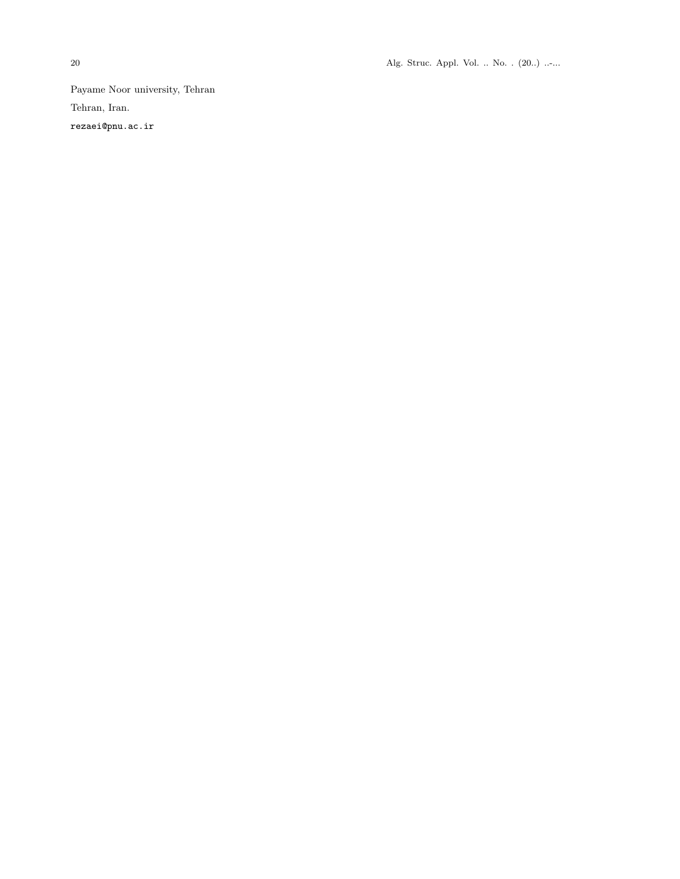Payame Noor university, Tehran

Tehran, Iran.

rezaei@pnu.ac.ir